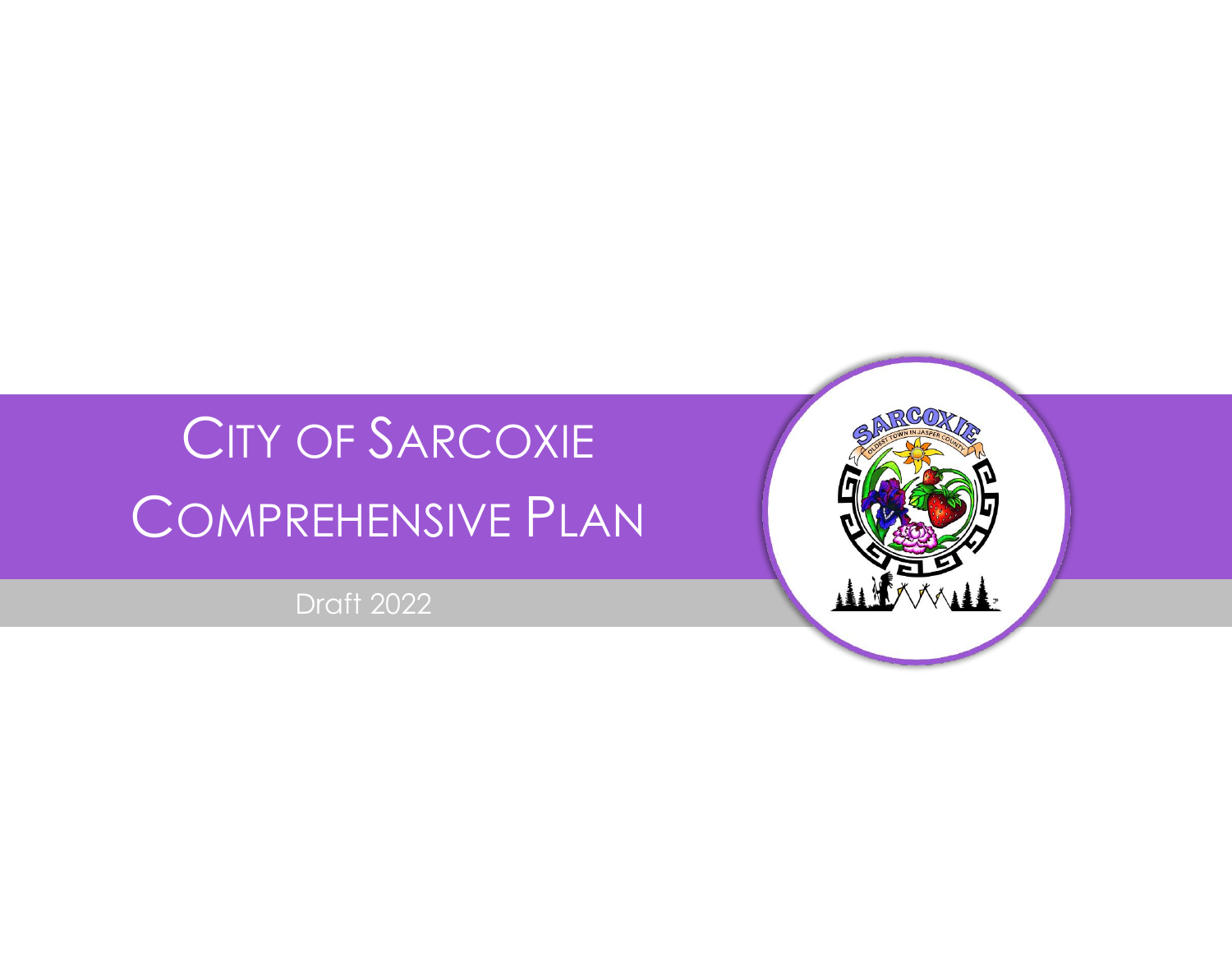# City of Sarcoxie Comprehensive Plan

Draft 2022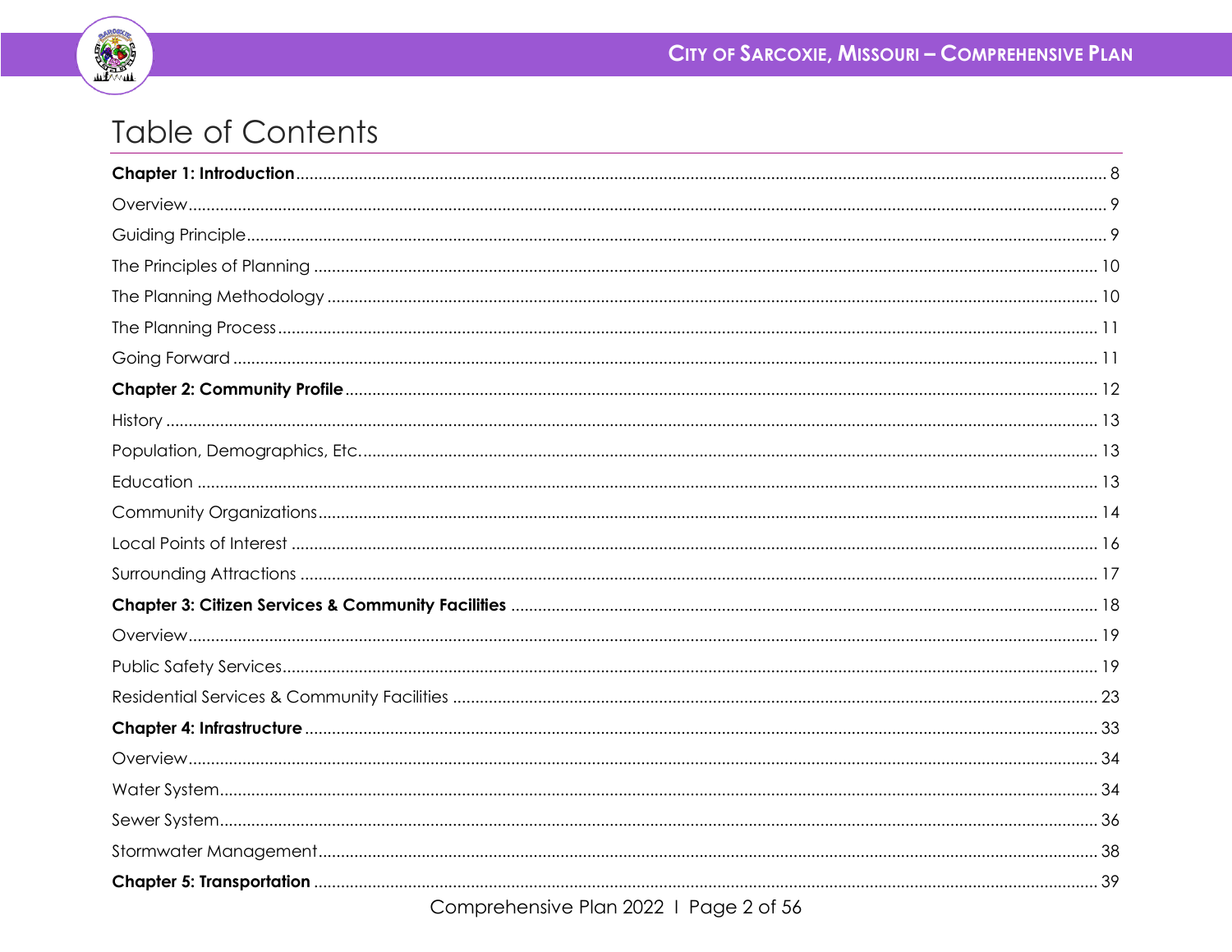# Table of Contents

**Chapter 1: Introduction** ..... 8

Overview ..... 9

Guiding Principle ..... 9

The Principles of Planning ..... 10

The Planning Methodology ..... 10

The Planning Process ..... 11

Going Forward ..... 11

**Chapter 2: Community Profile** ..... 12

History ..... 13

Population, Demographics, Etc. ..... 13

Education ..... 13

Community Organizations ..... 14

Local Points of Interest ..... 16

Surrounding Attractions ..... 17

**Chapter 3: Citizen Services & Community Facilities** ..... 18

Overview ..... 19

Public Safety Services ..... 19

Residential Services & Community Facilities ..... 23

**Chapter 4: Infrastructure** ..... 33

Overview ..... 34

Water System ..... 34

Sewer System ..... 36

Stormwater Management ..... 38

**Chapter 5: Transportation** ..... 39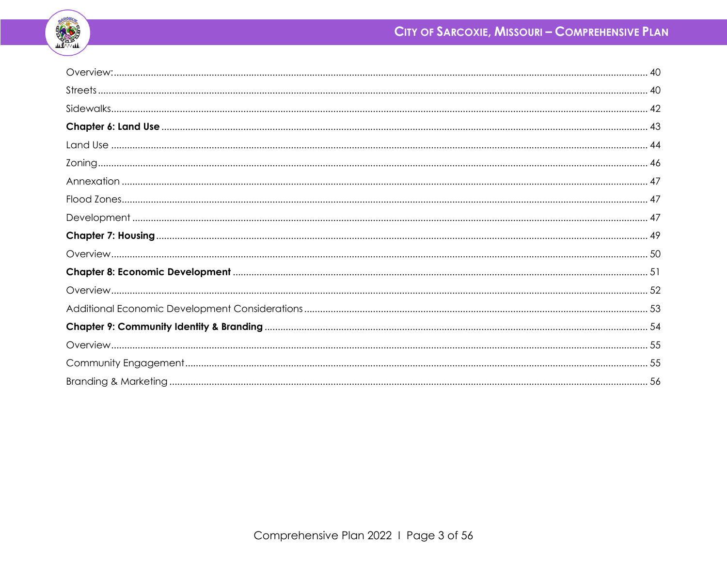Overview: ........................................................................................................ 40

Streets ........................................................................................................ 40

Sidewalks ........................................................................................................ 42

**Chapter 6: Land Use** ........................................................................................................ 43

Land Use ........................................................................................................ 44

Zoning ........................................................................................................ 46

Annexation ........................................................................................................ 47

Flood Zones ........................................................................................................ 47

Development ........................................................................................................ 47

**Chapter 7: Housing** ........................................................................................................ 49

Overview ........................................................................................................ 50

**Chapter 8: Economic Development** ........................................................................................................ 51

Overview ........................................................................................................ 52

Additional Economic Development Considerations ........................................................................................................ 53

**Chapter 9: Community Identity & Branding** ........................................................................................................ 54

Overview ........................................................................................................ 55

Community Engagement ........................................................................................................ 55

Branding & Marketing ........................................................................................................ 56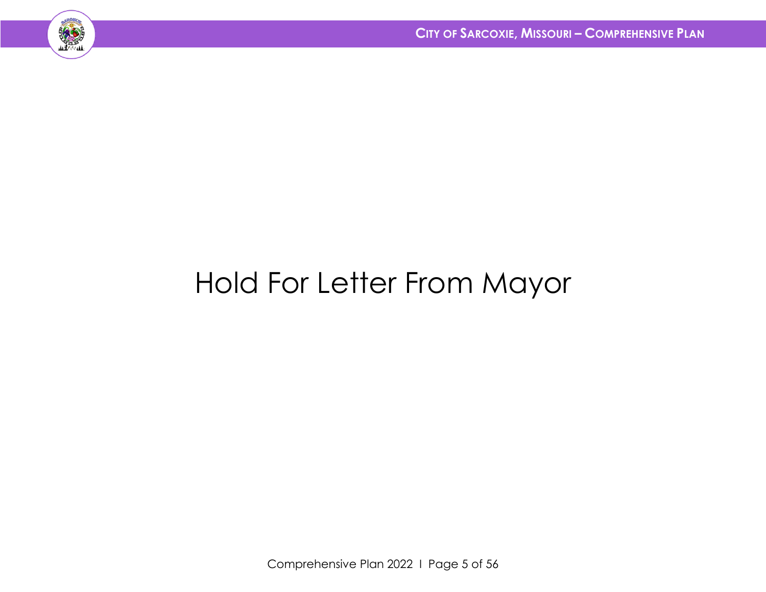Hold For Letter From Mayor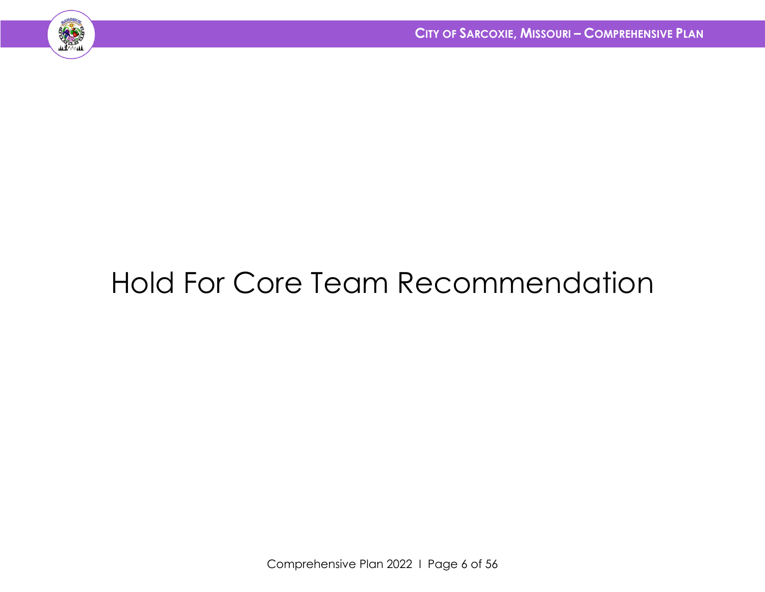Hold For Core Team Recommendation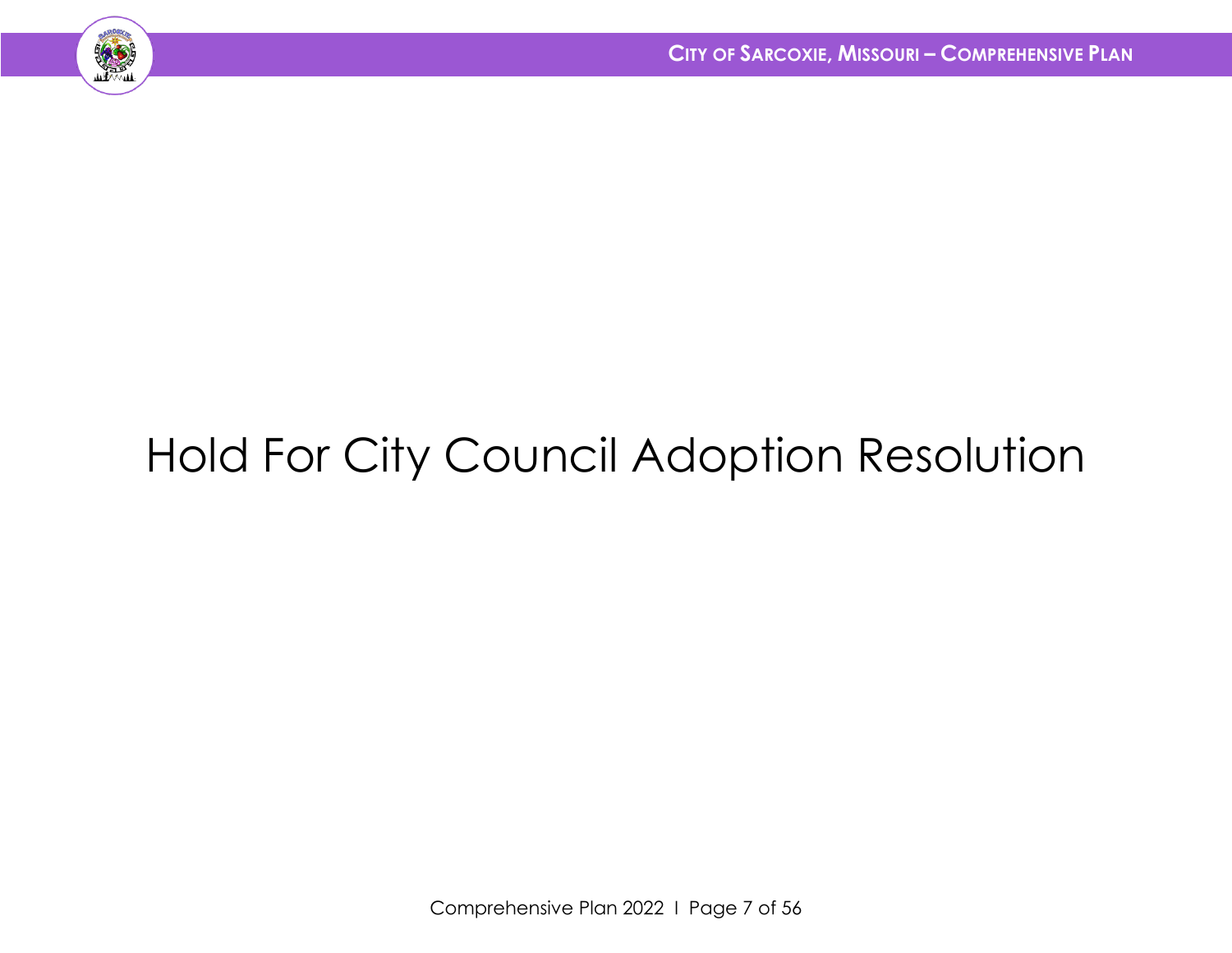Hold For City Council Adoption Resolution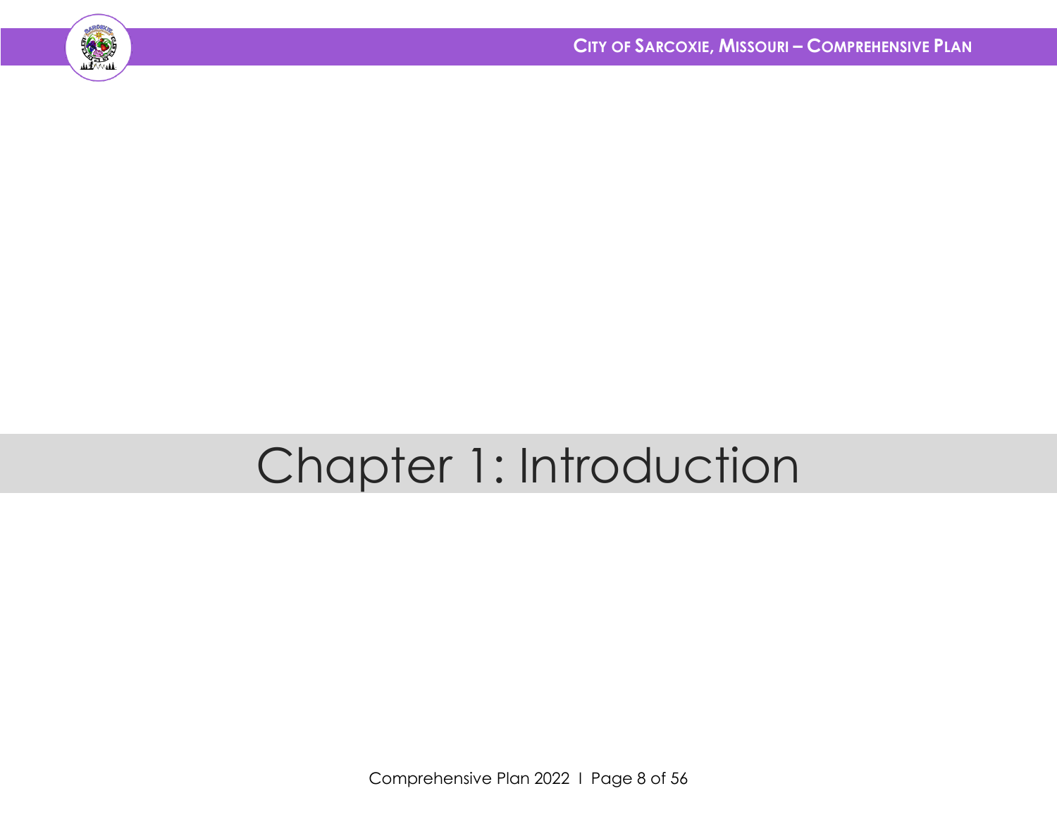# Chapter 1: Introduction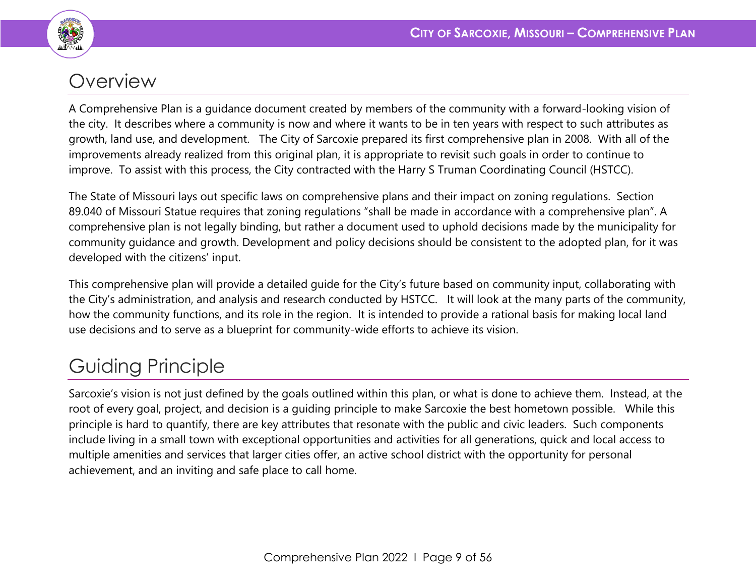## Overview

A Comprehensive Plan is a guidance document created by members of the community with a forward-looking vision of the city. It describes where a community is now and where it wants to be in ten years with respect to such attributes as growth, land use, and development. The City of Sarcoxie prepared its first comprehensive plan in 2008. With all of the improvements already realized from this original plan, it is appropriate to revisit such goals in order to continue to improve. To assist with this process, the City contracted with the Harry S Truman Coordinating Council (HSTCC).

The State of Missouri lays out specific laws on comprehensive plans and their impact on zoning regulations. Section 89.040 of Missouri Statue requires that zoning regulations "shall be made in accordance with a comprehensive plan". A comprehensive plan is not legally binding, but rather a document used to uphold decisions made by the municipality for community guidance and growth. Development and policy decisions should be consistent to the adopted plan, for it was developed with the citizens' input.

This comprehensive plan will provide a detailed guide for the City's future based on community input, collaborating with the City's administration, and analysis and research conducted by HSTCC. It will look at the many parts of the community, how the community functions, and its role in the region. It is intended to provide a rational basis for making local land use decisions and to serve as a blueprint for community-wide efforts to achieve its vision.

## Guiding Principle

Sarcoxie's vision is not just defined by the goals outlined within this plan, or what is done to achieve them. Instead, at the root of every goal, project, and decision is a guiding principle to make Sarcoxie the best hometown possible. While this principle is hard to quantify, there are key attributes that resonate with the public and civic leaders. Such components include living in a small town with exceptional opportunities and activities for all generations, quick and local access to multiple amenities and services that larger cities offer, an active school district with the opportunity for personal achievement, and an inviting and safe place to call home.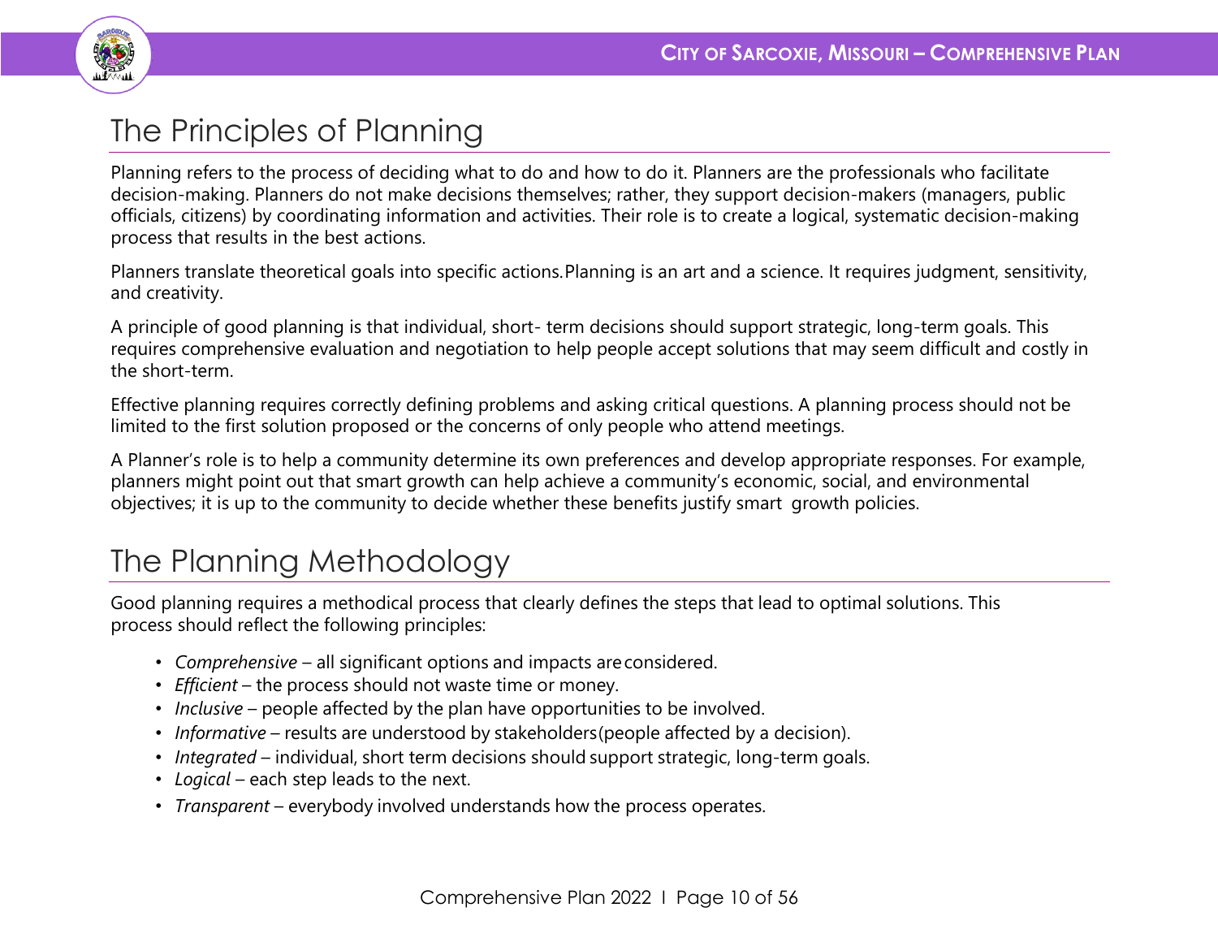# The Principles of Planning

Planning refers to the process of deciding what to do and how to do it. Planners are the professionals who facilitate decision-making. Planners do not make decisions themselves; rather, they support decision-makers (managers, public officials, citizens) by coordinating information and activities. Their role is to create a logical, systematic decision-making process that results in the best actions.

Planners translate theoretical goals into specific actions. Planning is an art and a science. It requires judgment, sensitivity, and creativity.

A principle of good planning is that individual, short- term decisions should support strategic, long-term goals. This requires comprehensive evaluation and negotiation to help people accept solutions that may seem difficult and costly in the short-term.

Effective planning requires correctly defining problems and asking critical questions. A planning process should not be limited to the first solution proposed or the concerns of only people who attend meetings.

A Planner's role is to help a community determine its own preferences and develop appropriate responses. For example, planners might point out that smart growth can help achieve a community's economic, social, and environmental objectives; it is up to the community to decide whether these benefits justify smart growth policies.

# The Planning Methodology

Good planning requires a methodical process that clearly defines the steps that lead to optimal solutions. This process should reflect the following principles:

- *Comprehensive* – all significant options and impacts are considered.
- *Efficient* – the process should not waste time or money.
- *Inclusive* – people affected by the plan have opportunities to be involved.
- *Informative* – results are understood by stakeholders (people affected by a decision).
- *Integrated* – individual, short term decisions should support strategic, long-term goals.
- *Logical* – each step leads to the next.
- *Transparent* – everybody involved understands how the process operates.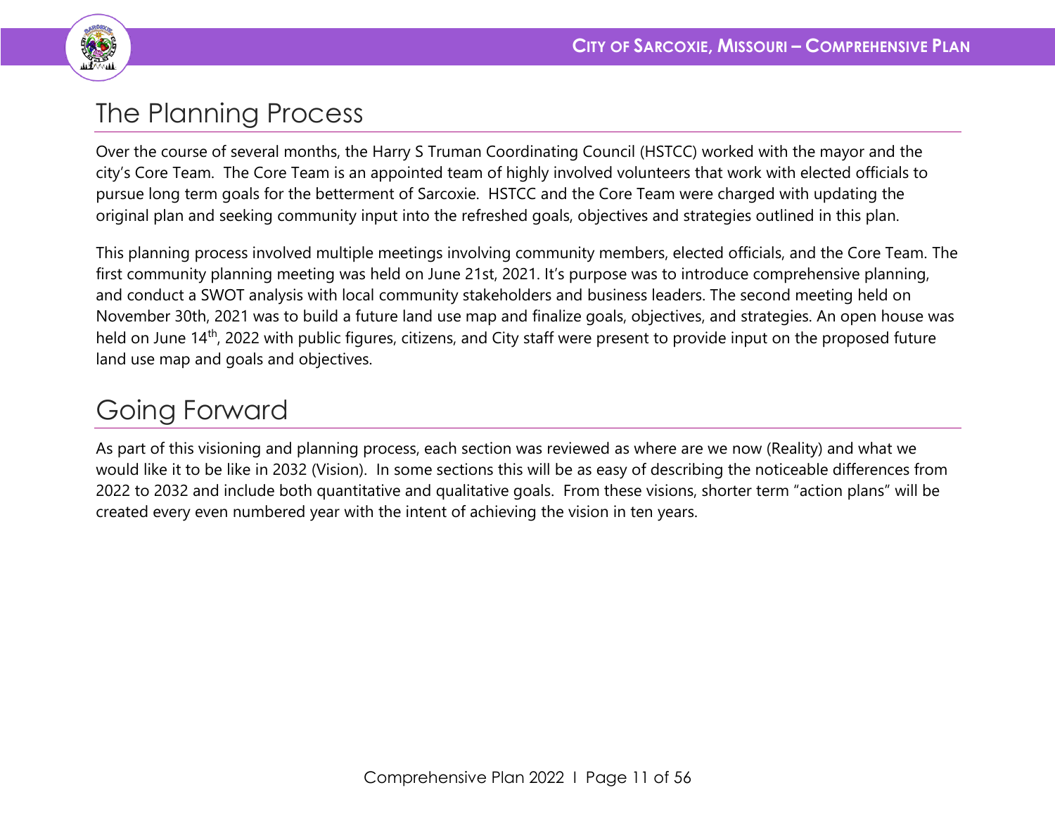# The Planning Process

Over the course of several months, the Harry S Truman Coordinating Council (HSTCC) worked with the mayor and the city's Core Team. The Core Team is an appointed team of highly involved volunteers that work with elected officials to pursue long term goals for the betterment of Sarcoxie. HSTCC and the Core Team were charged with updating the original plan and seeking community input into the refreshed goals, objectives and strategies outlined in this plan.

This planning process involved multiple meetings involving community members, elected officials, and the Core Team. The first community planning meeting was held on June 21st, 2021. It's purpose was to introduce comprehensive planning, and conduct a SWOT analysis with local community stakeholders and business leaders. The second meeting held on November 30th, 2021 was to build a future land use map and finalize goals, objectives, and strategies. An open house was held on June 14th, 2022 with public figures, citizens, and City staff were present to provide input on the proposed future land use map and goals and objectives.

# Going Forward

As part of this visioning and planning process, each section was reviewed as where are we now (Reality) and what we would like it to be like in 2032 (Vision). In some sections this will be as easy of describing the noticeable differences from 2022 to 2032 and include both quantitative and qualitative goals. From these visions, shorter term "action plans" will be created every even numbered year with the intent of achieving the vision in ten years.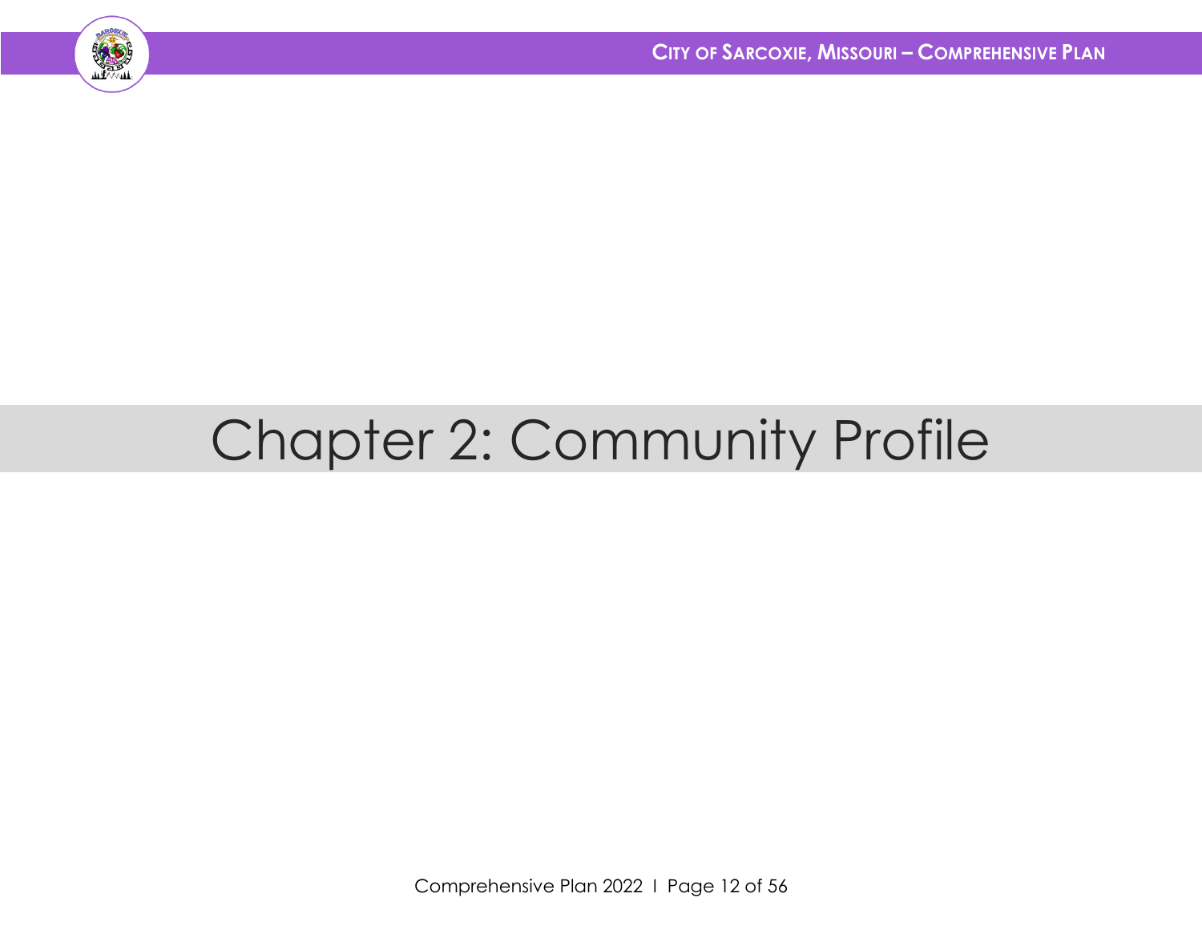# Chapter 2: Community Profile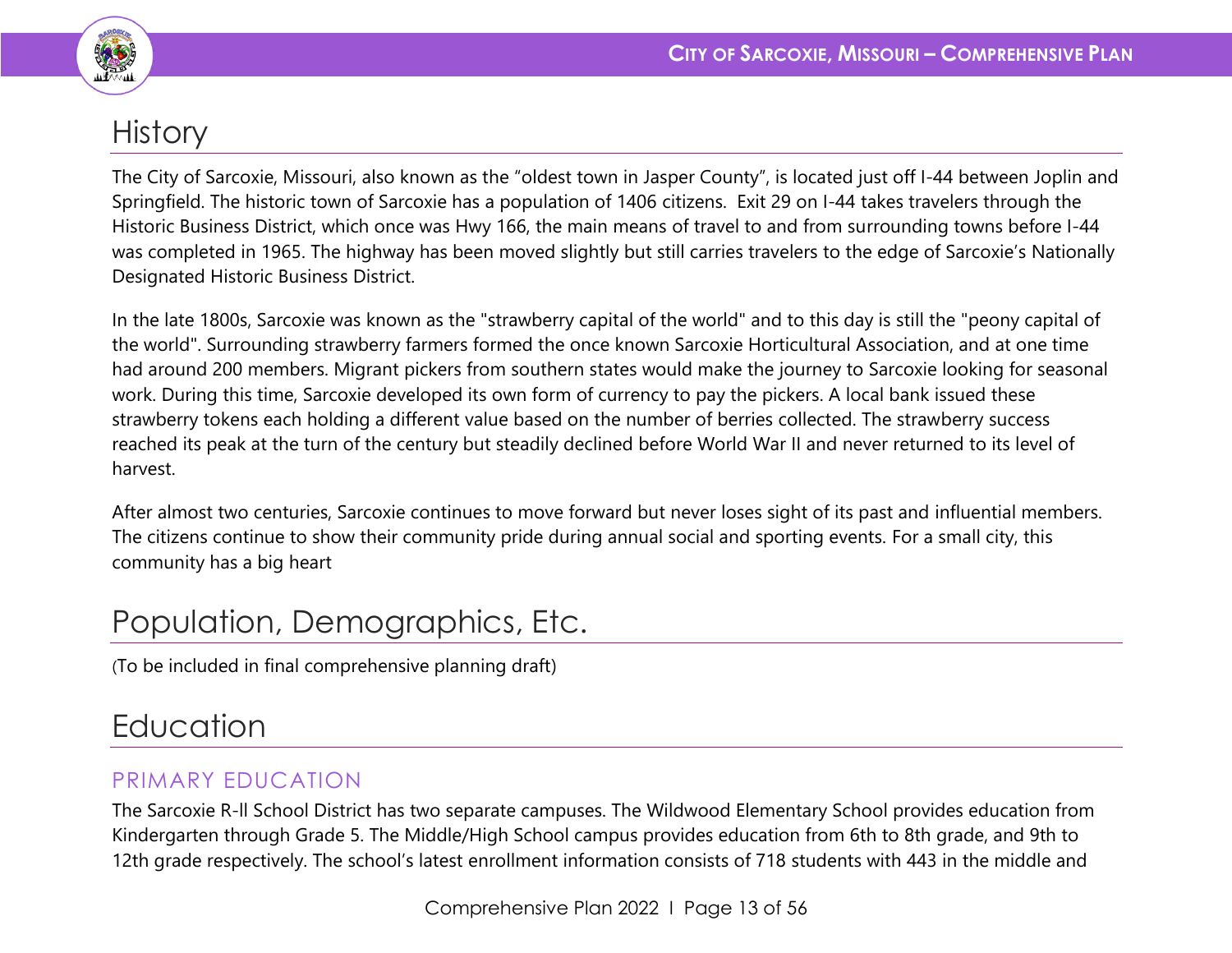# History

The City of Sarcoxie, Missouri, also known as the "oldest town in Jasper County", is located just off I-44 between Joplin and Springfield. The historic town of Sarcoxie has a population of 1406 citizens. Exit 29 on I-44 takes travelers through the Historic Business District, which once was Hwy 166, the main means of travel to and from surrounding towns before I-44 was completed in 1965. The highway has been moved slightly but still carries travelers to the edge of Sarcoxie's Nationally Designated Historic Business District.

In the late 1800s, Sarcoxie was known as the "strawberry capital of the world" and to this day is still the "peony capital of the world". Surrounding strawberry farmers formed the once known Sarcoxie Horticultural Association, and at one time had around 200 members. Migrant pickers from southern states would make the journey to Sarcoxie looking for seasonal work. During this time, Sarcoxie developed its own form of currency to pay the pickers. A local bank issued these strawberry tokens each holding a different value based on the number of berries collected. The strawberry success reached its peak at the turn of the century but steadily declined before World War II and never returned to its level of harvest.

After almost two centuries, Sarcoxie continues to move forward but never loses sight of its past and influential members. The citizens continue to show their community pride during annual social and sporting events. For a small city, this community has a big heart

# Population, Demographics, Etc.

(To be included in final comprehensive planning draft)

# Education

## PRIMARY EDUCATION

The Sarcoxie R-ll School District has two separate campuses. The Wildwood Elementary School provides education from Kindergarten through Grade 5. The Middle/High School campus provides education from 6th to 8th grade, and 9th to 12th grade respectively. The school's latest enrollment information consists of 718 students with 443 in the middle and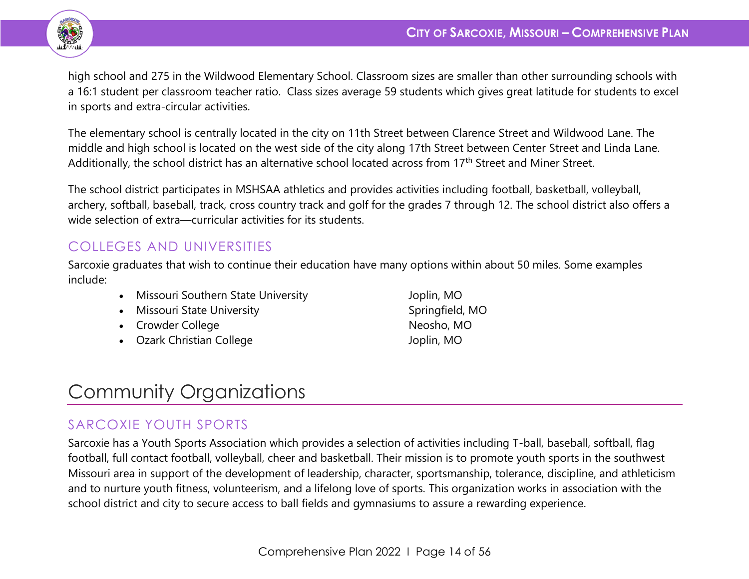high school and 275 in the Wildwood Elementary School. Classroom sizes are smaller than other surrounding schools with a 16:1 student per classroom teacher ratio. Class sizes average 59 students which gives great latitude for students to excel in sports and extra-circular activities.

The elementary school is centrally located in the city on 11th Street between Clarence Street and Wildwood Lane. The middle and high school is located on the west side of the city along 17th Street between Center Street and Linda Lane. Additionally, the school district has an alternative school located across from 17th Street and Miner Street.

The school district participates in MSHSAA athletics and provides activities including football, basketball, volleyball, archery, softball, baseball, track, cross country track and golf for the grades 7 through 12. The school district also offers a wide selection of extra—curricular activities for its students.

### COLLEGES AND UNIVERSITIES

Sarcoxie graduates that wish to continue their education have many options within about 50 miles. Some examples include:

- Missouri Southern State University — Joplin, MO
- Missouri State University — Springfield, MO
- Crowder College — Neosho, MO
- Ozark Christian College — Joplin, MO

## Community Organizations

### SARCOXIE YOUTH SPORTS

Sarcoxie has a Youth Sports Association which provides a selection of activities including T-ball, baseball, softball, flag football, full contact football, volleyball, cheer and basketball. Their mission is to promote youth sports in the southwest Missouri area in support of the development of leadership, character, sportsmanship, tolerance, discipline, and athleticism and to nurture youth fitness, volunteerism, and a lifelong love of sports. This organization works in association with the school district and city to secure access to ball fields and gymnasiums to assure a rewarding experience.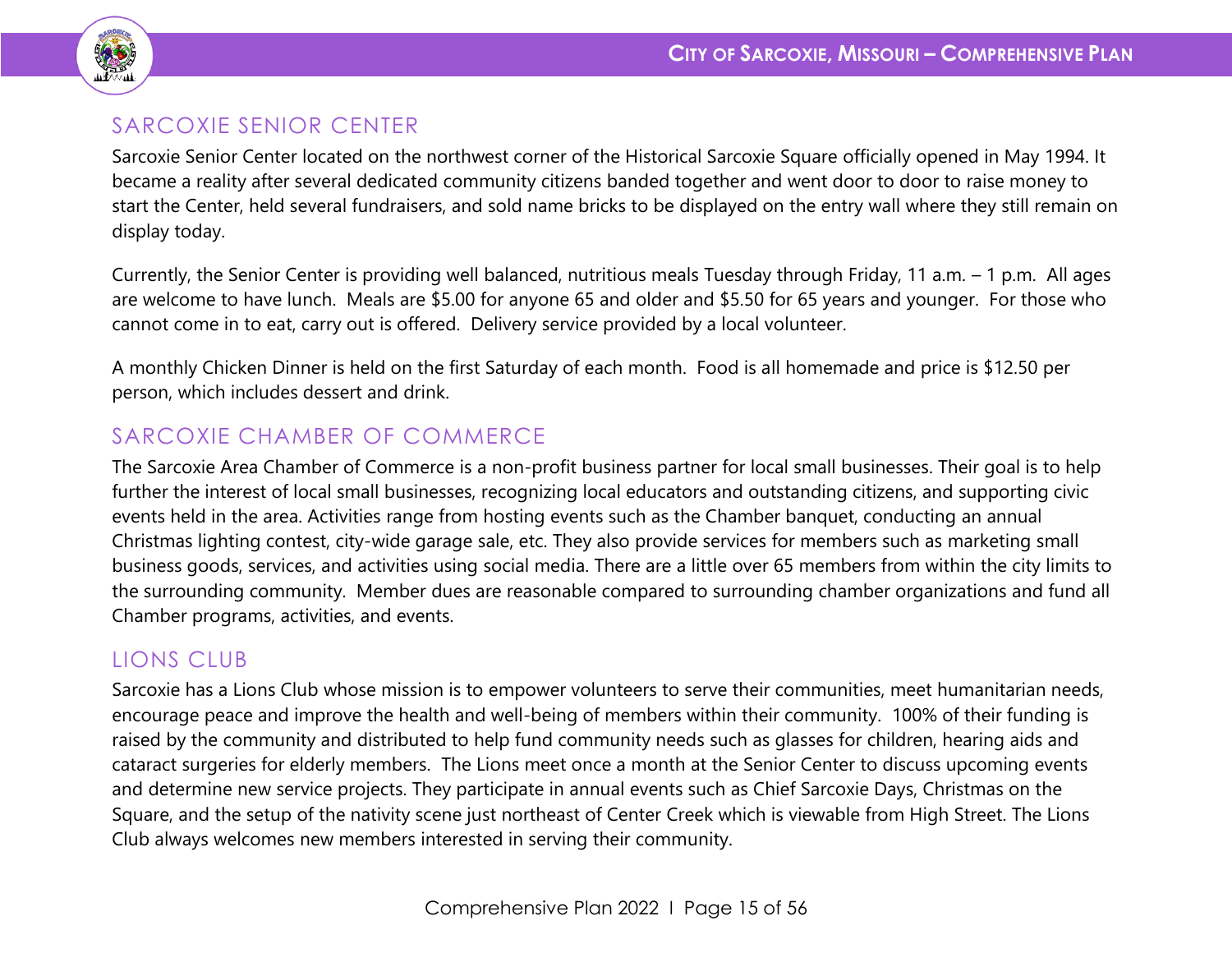## SARCOXIE SENIOR CENTER

Sarcoxie Senior Center located on the northwest corner of the Historical Sarcoxie Square officially opened in May 1994. It became a reality after several dedicated community citizens banded together and went door to door to raise money to start the Center, held several fundraisers, and sold name bricks to be displayed on the entry wall where they still remain on display today.

Currently, the Senior Center is providing well balanced, nutritious meals Tuesday through Friday, 11 a.m. – 1 p.m. All ages are welcome to have lunch. Meals are $5.00 for anyone 65 and older and $5.50 for 65 years and younger. For those who cannot come in to eat, carry out is offered. Delivery service provided by a local volunteer.

A monthly Chicken Dinner is held on the first Saturday of each month. Food is all homemade and price is $12.50 per person, which includes dessert and drink.

## SARCOXIE CHAMBER OF COMMERCE

The Sarcoxie Area Chamber of Commerce is a non-profit business partner for local small businesses. Their goal is to help further the interest of local small businesses, recognizing local educators and outstanding citizens, and supporting civic events held in the area. Activities range from hosting events such as the Chamber banquet, conducting an annual Christmas lighting contest, city-wide garage sale, etc. They also provide services for members such as marketing small business goods, services, and activities using social media. There are a little over 65 members from within the city limits to the surrounding community. Member dues are reasonable compared to surrounding chamber organizations and fund all Chamber programs, activities, and events.

## LIONS CLUB

Sarcoxie has a Lions Club whose mission is to empower volunteers to serve their communities, meet humanitarian needs, encourage peace and improve the health and well-being of members within their community. 100% of their funding is raised by the community and distributed to help fund community needs such as glasses for children, hearing aids and cataract surgeries for elderly members. The Lions meet once a month at the Senior Center to discuss upcoming events and determine new service projects. They participate in annual events such as Chief Sarcoxie Days, Christmas on the Square, and the setup of the nativity scene just northeast of Center Creek which is viewable from High Street. The Lions Club always welcomes new members interested in serving their community.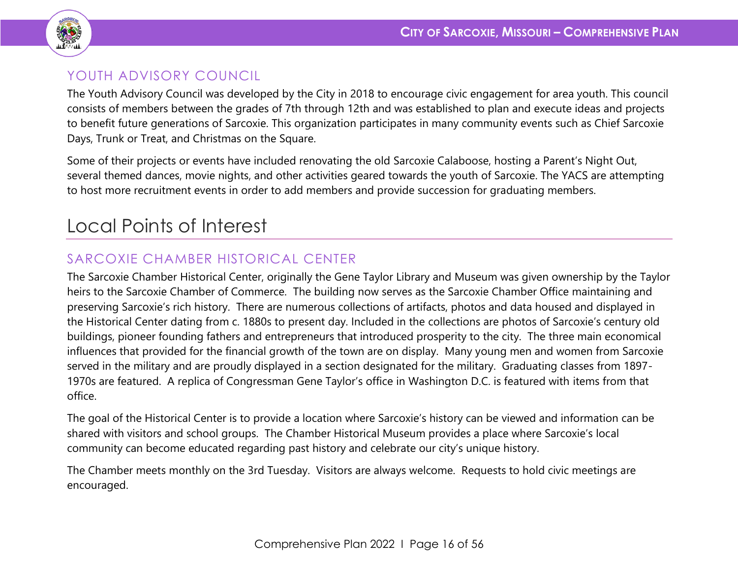### YOUTH ADVISORY COUNCIL

The Youth Advisory Council was developed by the City in 2018 to encourage civic engagement for area youth. This council consists of members between the grades of 7th through 12th and was established to plan and execute ideas and projects to benefit future generations of Sarcoxie. This organization participates in many community events such as Chief Sarcoxie Days, Trunk or Treat, and Christmas on the Square.

Some of their projects or events have included renovating the old Sarcoxie Calaboose, hosting a Parent's Night Out, several themed dances, movie nights, and other activities geared towards the youth of Sarcoxie. The YACS are attempting to host more recruitment events in order to add members and provide succession for graduating members.

## Local Points of Interest

### SARCOXIE CHAMBER HISTORICAL CENTER

The Sarcoxie Chamber Historical Center, originally the Gene Taylor Library and Museum was given ownership by the Taylor heirs to the Sarcoxie Chamber of Commerce. The building now serves as the Sarcoxie Chamber Office maintaining and preserving Sarcoxie's rich history. There are numerous collections of artifacts, photos and data housed and displayed in the Historical Center dating from c. 1880s to present day. Included in the collections are photos of Sarcoxie's century old buildings, pioneer founding fathers and entrepreneurs that introduced prosperity to the city. The three main economical influences that provided for the financial growth of the town are on display. Many young men and women from Sarcoxie served in the military and are proudly displayed in a section designated for the military. Graduating classes from 1897-1970s are featured. A replica of Congressman Gene Taylor's office in Washington D.C. is featured with items from that office.

The goal of the Historical Center is to provide a location where Sarcoxie's history can be viewed and information can be shared with visitors and school groups. The Chamber Historical Museum provides a place where Sarcoxie's local community can become educated regarding past history and celebrate our city's unique history.

The Chamber meets monthly on the 3rd Tuesday. Visitors are always welcome. Requests to hold civic meetings are encouraged.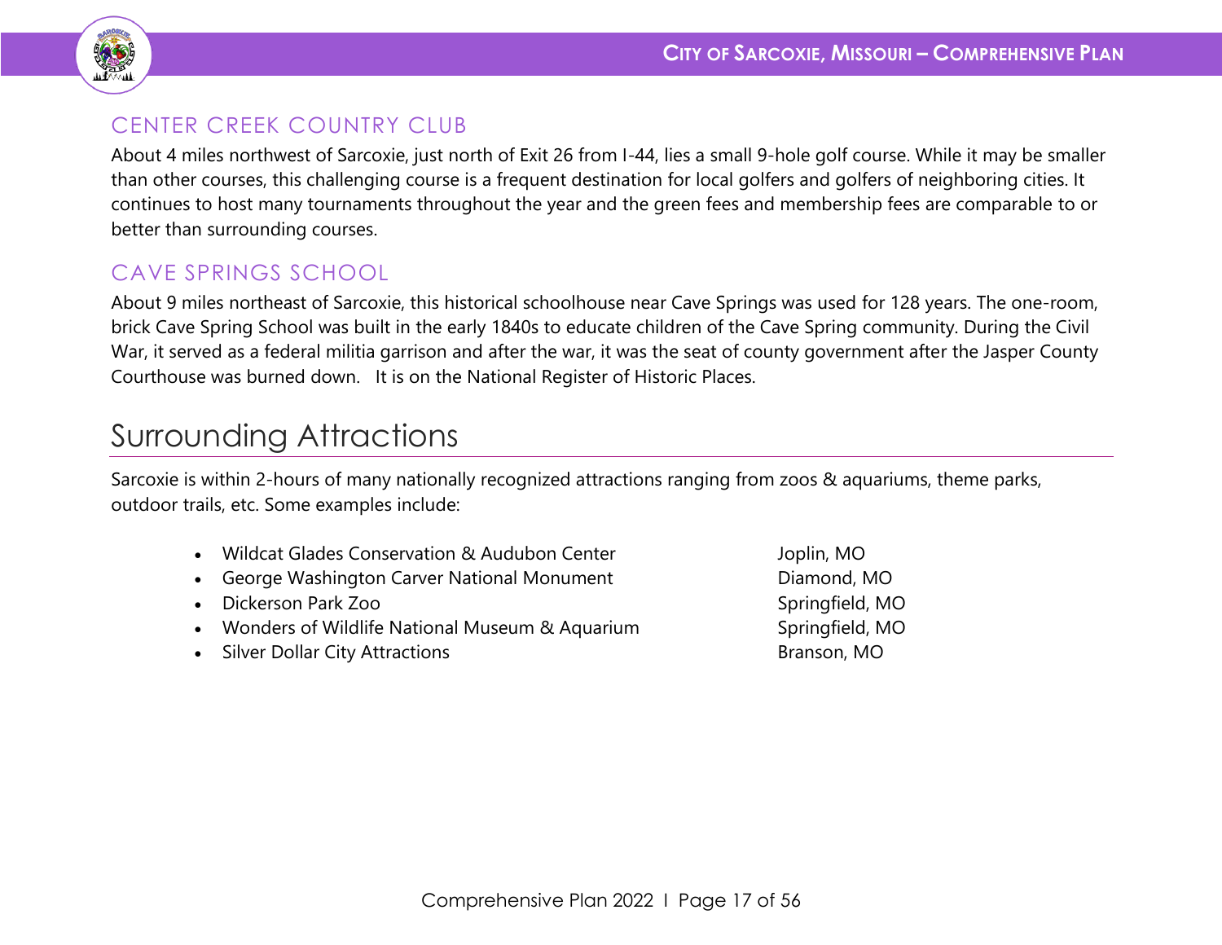### CENTER CREEK COUNTRY CLUB

About 4 miles northwest of Sarcoxie, just north of Exit 26 from I-44, lies a small 9-hole golf course. While it may be smaller than other courses, this challenging course is a frequent destination for local golfers and golfers of neighboring cities. It continues to host many tournaments throughout the year and the green fees and membership fees are comparable to or better than surrounding courses.

### CAVE SPRINGS SCHOOL

About 9 miles northeast of Sarcoxie, this historical schoolhouse near Cave Springs was used for 128 years. The one-room, brick Cave Spring School was built in the early 1840s to educate children of the Cave Spring community. During the Civil War, it served as a federal militia garrison and after the war, it was the seat of county government after the Jasper County Courthouse was burned down. It is on the National Register of Historic Places.

## Surrounding Attractions

Sarcoxie is within 2-hours of many nationally recognized attractions ranging from zoos & aquariums, theme parks, outdoor trails, etc. Some examples include:

- Wildcat Glades Conservation & Audubon Center — Joplin, MO
- George Washington Carver National Monument — Diamond, MO
- Dickerson Park Zoo — Springfield, MO
- Wonders of Wildlife National Museum & Aquarium — Springfield, MO
- Silver Dollar City Attractions — Branson, MO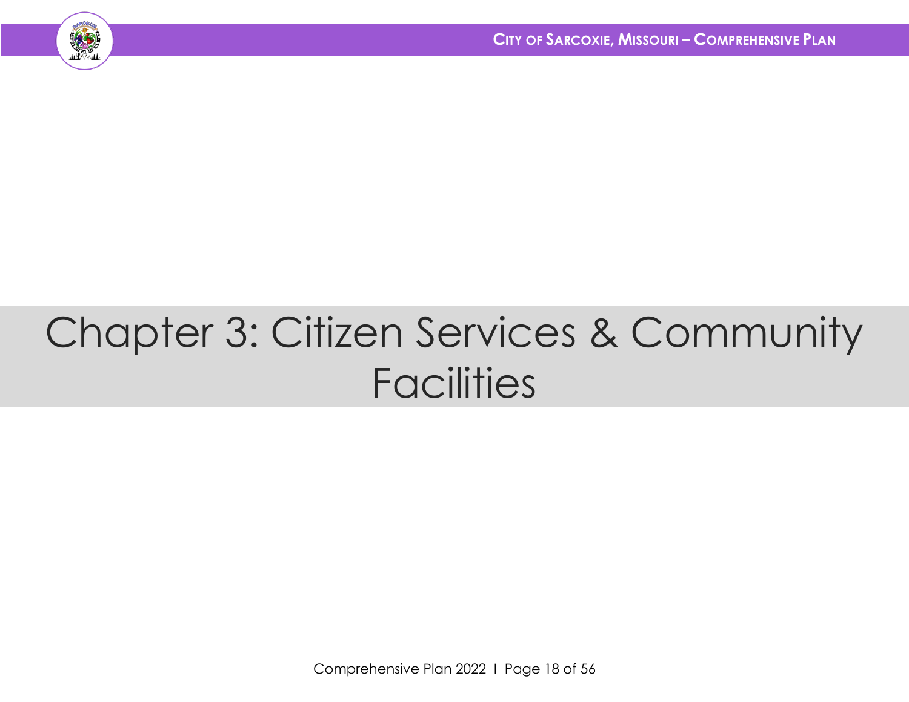# Chapter 3: Citizen Services & Community Facilities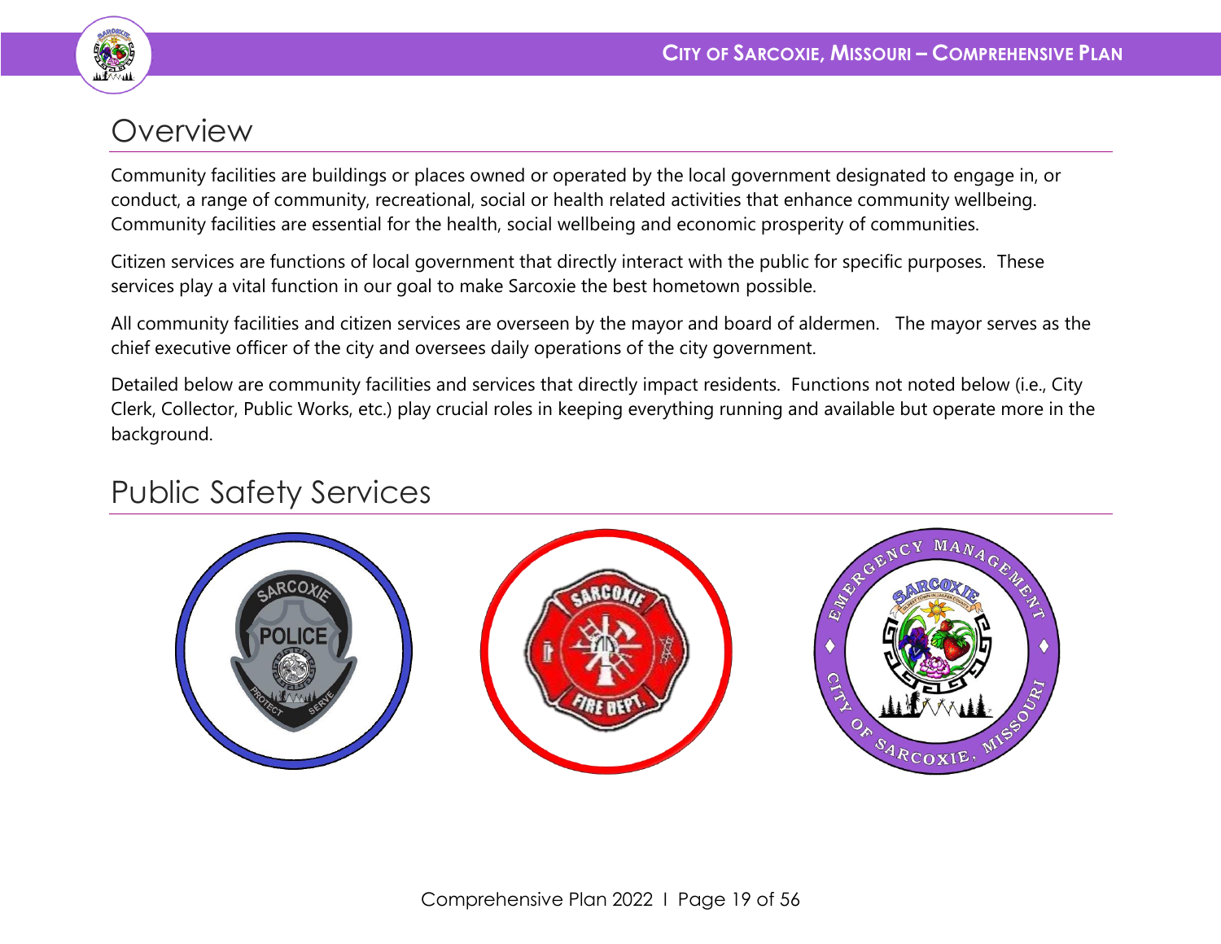# Overview

Community facilities are buildings or places owned or operated by the local government designated to engage in, or conduct, a range of community, recreational, social or health related activities that enhance community wellbeing. Community facilities are essential for the health, social wellbeing and economic prosperity of communities.

Citizen services are functions of local government that directly interact with the public for specific purposes. These services play a vital function in our goal to make Sarcoxie the best hometown possible.

All community facilities and citizen services are overseen by the mayor and board of aldermen. The mayor serves as the chief executive officer of the city and oversees daily operations of the city government.

Detailed below are community facilities and services that directly impact residents. Functions not noted below (i.e., City Clerk, Collector, Public Works, etc.) play crucial roles in keeping everything running and available but operate more in the background.

# Public Safety Services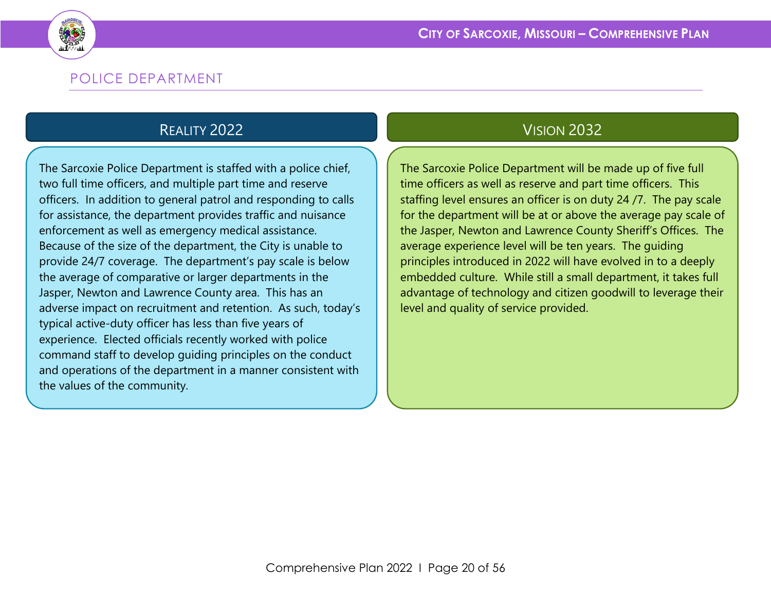# POLICE DEPARTMENT

## Reality 2022

The Sarcoxie Police Department is staffed with a police chief, two full time officers, and multiple part time and reserve officers. In addition to general patrol and responding to calls for assistance, the department provides traffic and nuisance enforcement as well as emergency medical assistance. Because of the size of the department, the City is unable to provide 24/7 coverage. The department's pay scale is below the average of comparative or larger departments in the Jasper, Newton and Lawrence County area. This has an adverse impact on recruitment and retention. As such, today's typical active-duty officer has less than five years of experience. Elected officials recently worked with police command staff to develop guiding principles on the conduct and operations of the department in a manner consistent with the values of the community.

## Vision 2032

The Sarcoxie Police Department will be made up of five full time officers as well as reserve and part time officers. This staffing level ensures an officer is on duty 24 /7. The pay scale for the department will be at or above the average pay scale of the Jasper, Newton and Lawrence County Sheriff's Offices. The average experience level will be ten years. The guiding principles introduced in 2022 will have evolved in to a deeply embedded culture. While still a small department, it takes full advantage of technology and citizen goodwill to leverage their level and quality of service provided.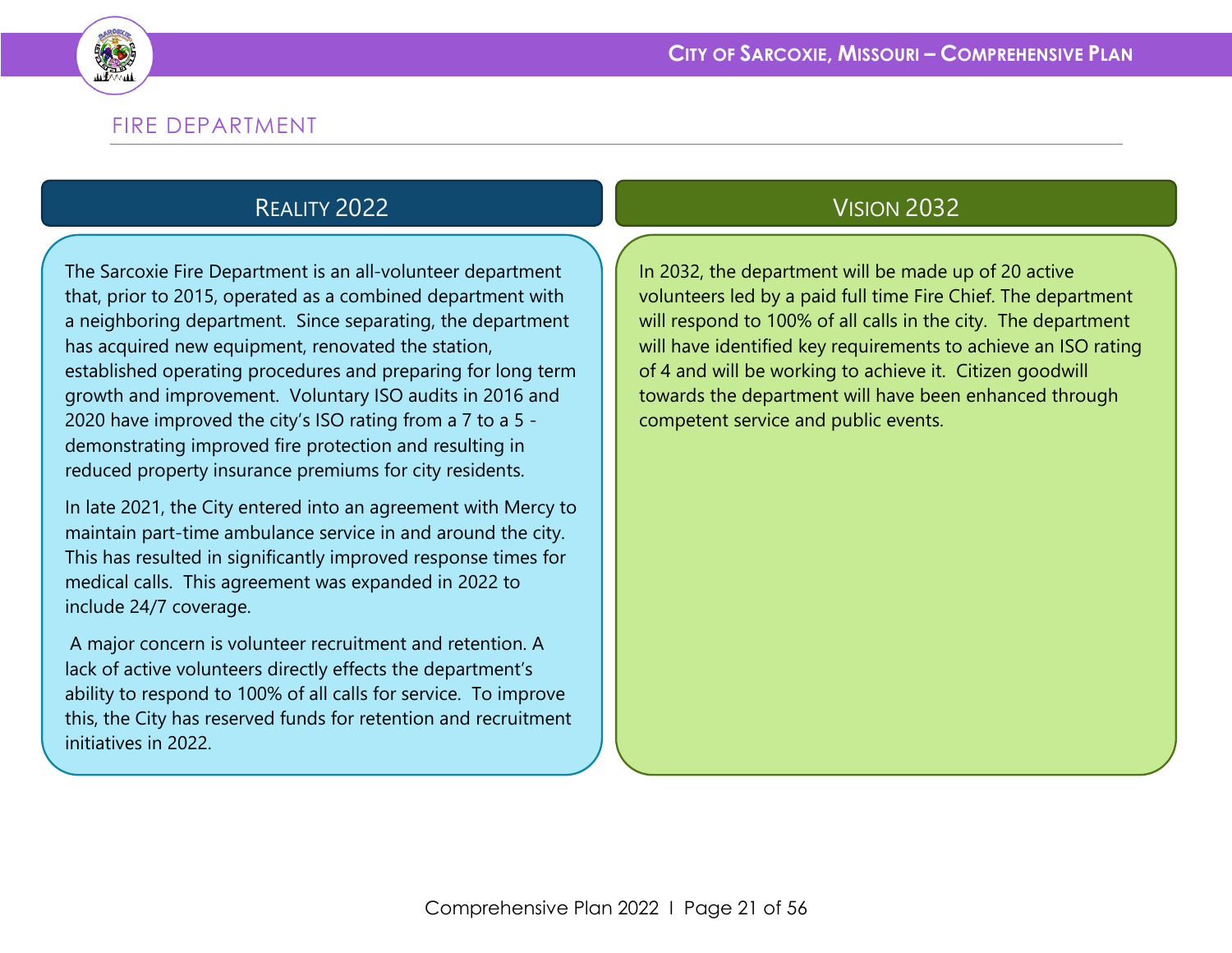## FIRE DEPARTMENT

### Reality 2022

The Sarcoxie Fire Department is an all-volunteer department that, prior to 2015, operated as a combined department with a neighboring department. Since separating, the department has acquired new equipment, renovated the station, established operating procedures and preparing for long term growth and improvement. Voluntary ISO audits in 2016 and 2020 have improved the city's ISO rating from a 7 to a 5 - demonstrating improved fire protection and resulting in reduced property insurance premiums for city residents.

In late 2021, the City entered into an agreement with Mercy to maintain part-time ambulance service in and around the city. This has resulted in significantly improved response times for medical calls. This agreement was expanded in 2022 to include 24/7 coverage.

A major concern is volunteer recruitment and retention. A lack of active volunteers directly effects the department's ability to respond to 100% of all calls for service. To improve this, the City has reserved funds for retention and recruitment initiatives in 2022.

### Vision 2032

In 2032, the department will be made up of 20 active volunteers led by a paid full time Fire Chief. The department will respond to 100% of all calls in the city. The department will have identified key requirements to achieve an ISO rating of 4 and will be working to achieve it. Citizen goodwill towards the department will have been enhanced through competent service and public events.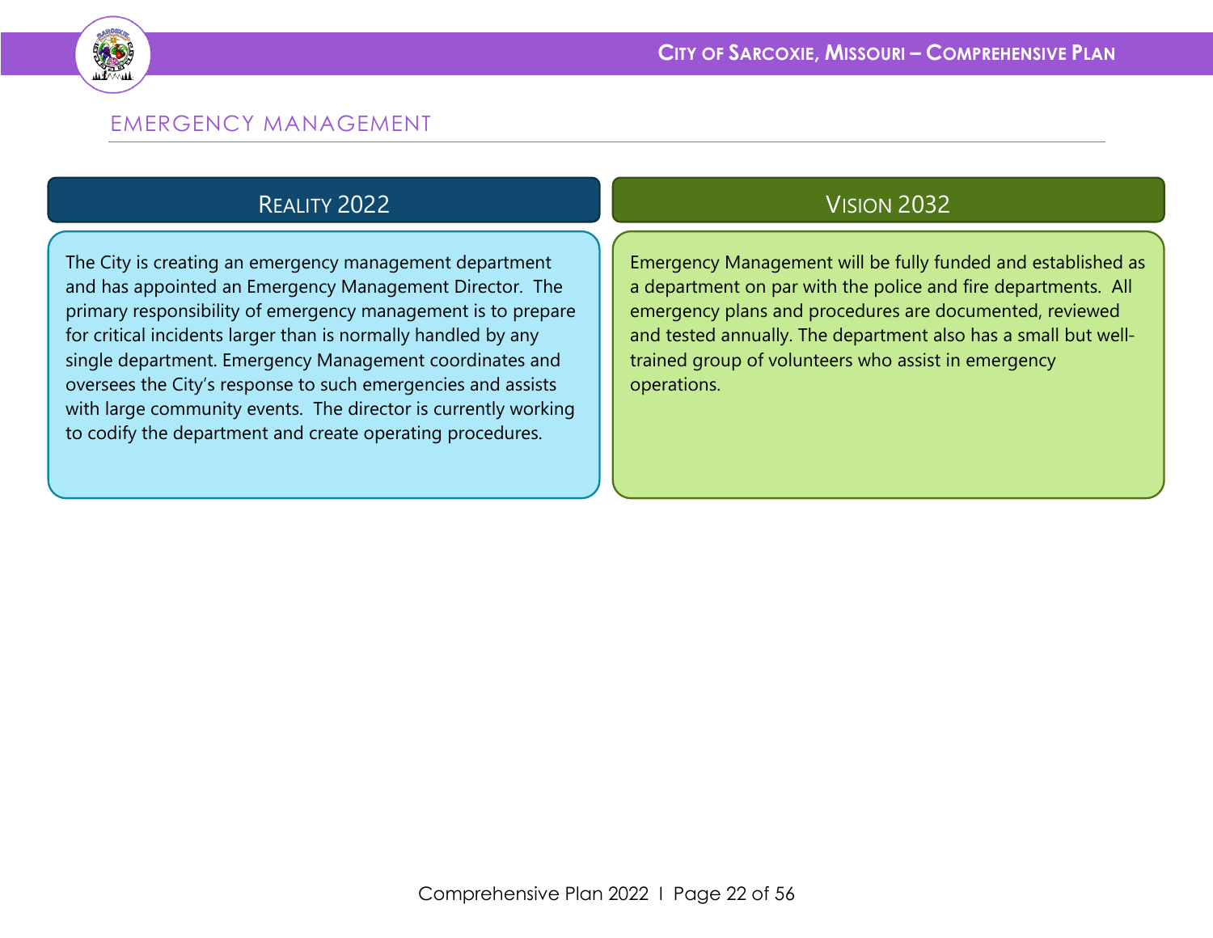## EMERGENCY MANAGEMENT

### Reality 2022

The City is creating an emergency management department and has appointed an Emergency Management Director. The primary responsibility of emergency management is to prepare for critical incidents larger than is normally handled by any single department. Emergency Management coordinates and oversees the City's response to such emergencies and assists with large community events. The director is currently working to codify the department and create operating procedures.

### Vision 2032

Emergency Management will be fully funded and established as a department on par with the police and fire departments. All emergency plans and procedures are documented, reviewed and tested annually. The department also has a small but well-trained group of volunteers who assist in emergency operations.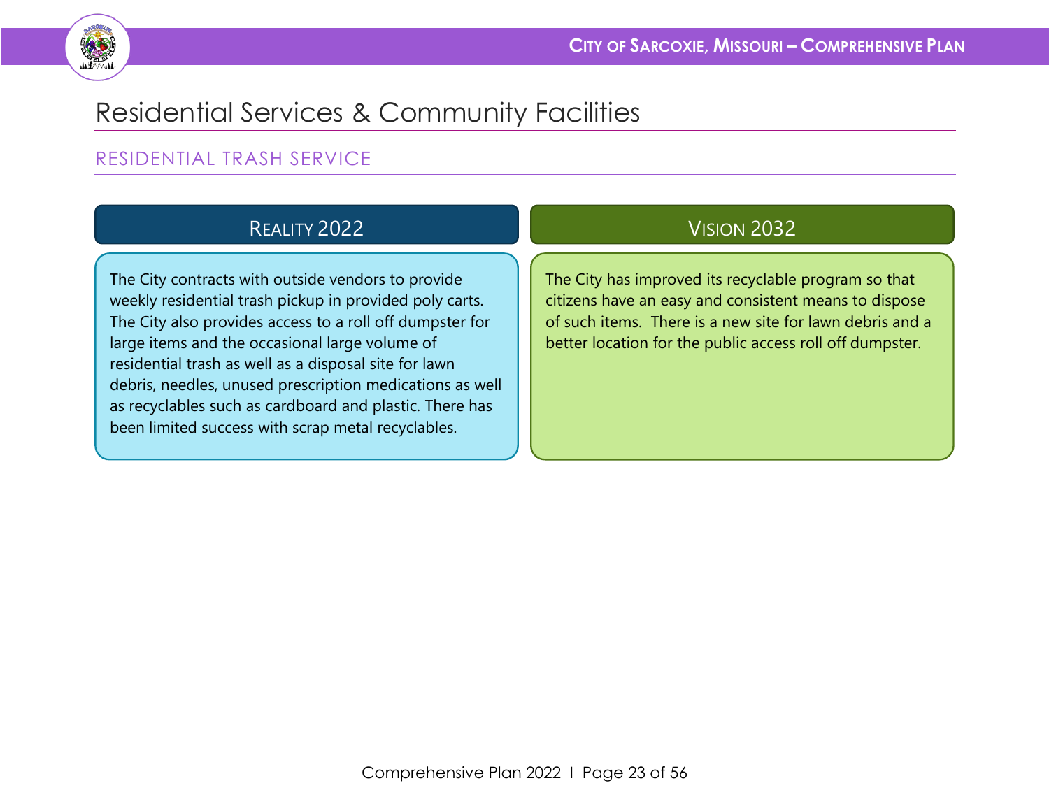# Residential Services & Community Facilities

## RESIDENTIAL TRASH SERVICE

### Reality 2022

The City contracts with outside vendors to provide weekly residential trash pickup in provided poly carts. The City also provides access to a roll off dumpster for large items and the occasional large volume of residential trash as well as a disposal site for lawn debris, needles, unused prescription medications as well as recyclables such as cardboard and plastic. There has been limited success with scrap metal recyclables.

### Vision 2032

The City has improved its recyclable program so that citizens have an easy and consistent means to dispose of such items. There is a new site for lawn debris and a better location for the public access roll off dumpster.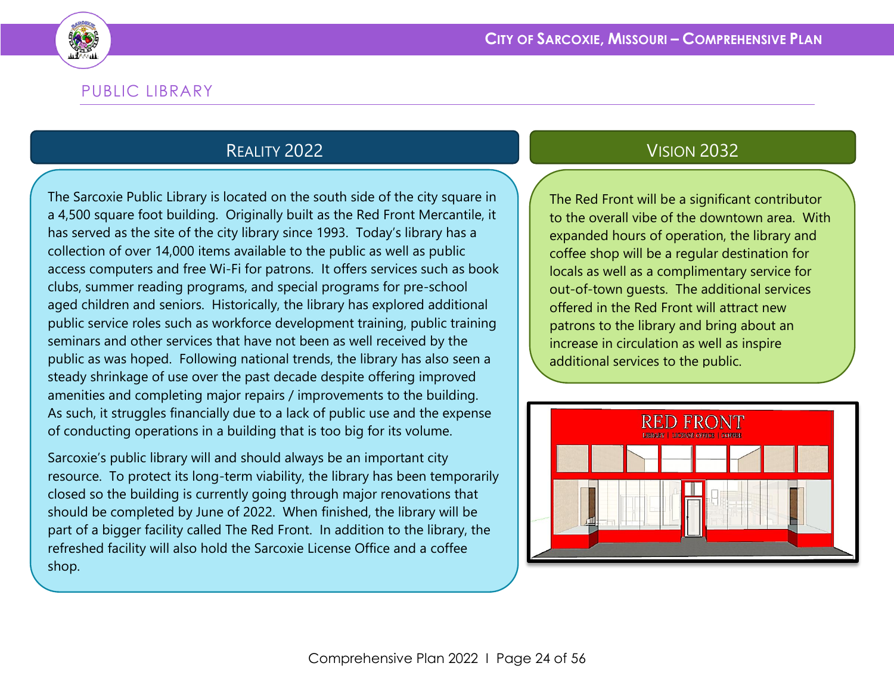## PUBLIC LIBRARY

### REALITY 2022

The Sarcoxie Public Library is located on the south side of the city square in a 4,500 square foot building. Originally built as the Red Front Mercantile, it has served as the site of the city library since 1993. Today's library has a collection of over 14,000 items available to the public as well as public access computers and free Wi-Fi for patrons. It offers services such as book clubs, summer reading programs, and special programs for pre-school aged children and seniors. Historically, the library has explored additional public service roles such as workforce development training, public training seminars and other services that have not been as well received by the public as was hoped. Following national trends, the library has also seen a steady shrinkage of use over the past decade despite offering improved amenities and completing major repairs / improvements to the building. As such, it struggles financially due to a lack of public use and the expense of conducting operations in a building that is too big for its volume.

Sarcoxie's public library will and should always be an important city resource. To protect its long-term viability, the library has been temporarily closed so the building is currently going through major renovations that should be completed by June of 2022. When finished, the library will be part of a bigger facility called The Red Front. In addition to the library, the refreshed facility will also hold the Sarcoxie License Office and a coffee shop.

### VISION 2032

The Red Front will be a significant contributor to the overall vibe of the downtown area. With expanded hours of operation, the library and coffee shop will be a regular destination for locals as well as a complimentary service for out-of-town guests. The additional services offered in the Red Front will attract new patrons to the library and bring about an increase in circulation as well as inspire additional services to the public.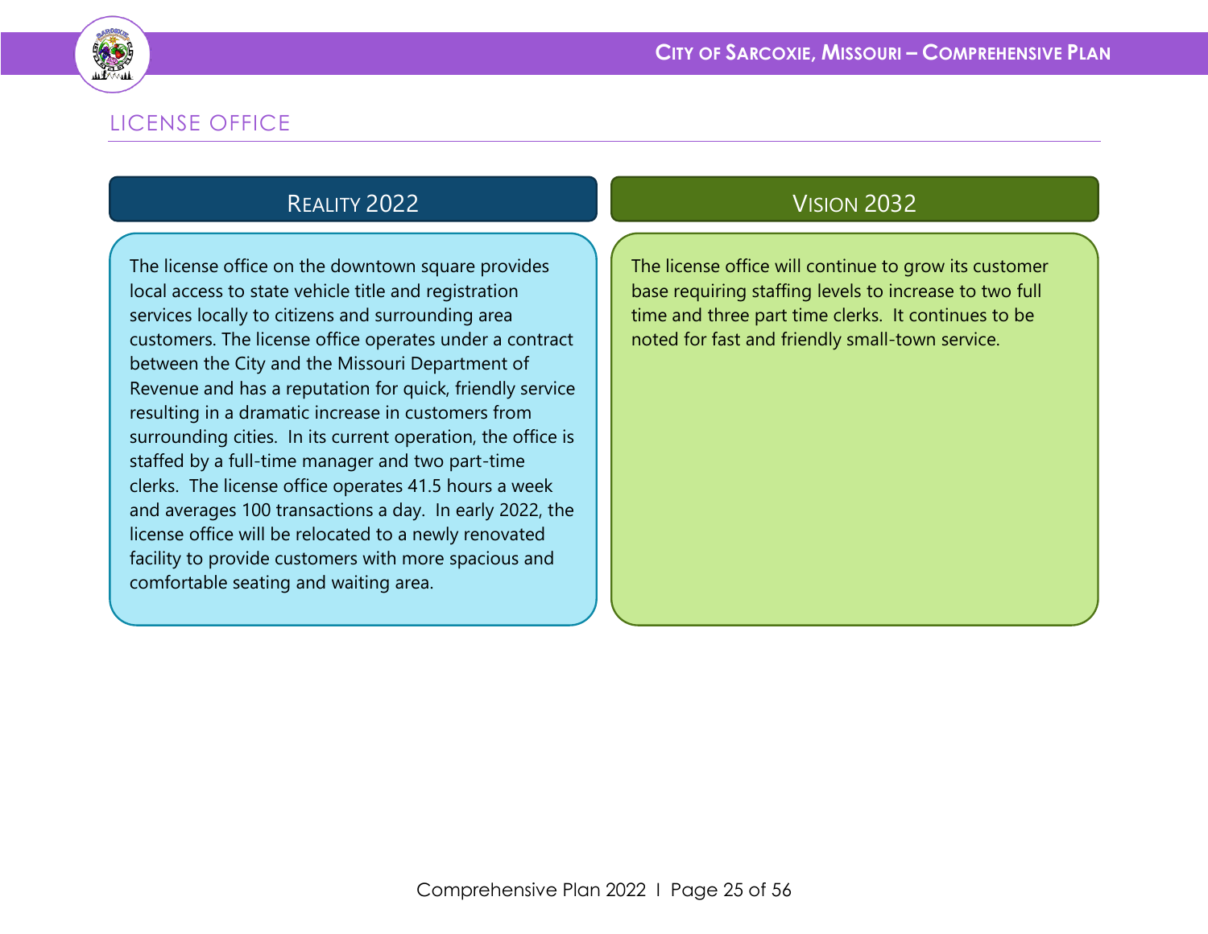## LICENSE OFFICE

### Reality 2022

The license office on the downtown square provides local access to state vehicle title and registration services locally to citizens and surrounding area customers. The license office operates under a contract between the City and the Missouri Department of Revenue and has a reputation for quick, friendly service resulting in a dramatic increase in customers from surrounding cities. In its current operation, the office is staffed by a full-time manager and two part-time clerks. The license office operates 41.5 hours a week and averages 100 transactions a day. In early 2022, the license office will be relocated to a newly renovated facility to provide customers with more spacious and comfortable seating and waiting area.

### Vision 2032

The license office will continue to grow its customer base requiring staffing levels to increase to two full time and three part time clerks. It continues to be noted for fast and friendly small-town service.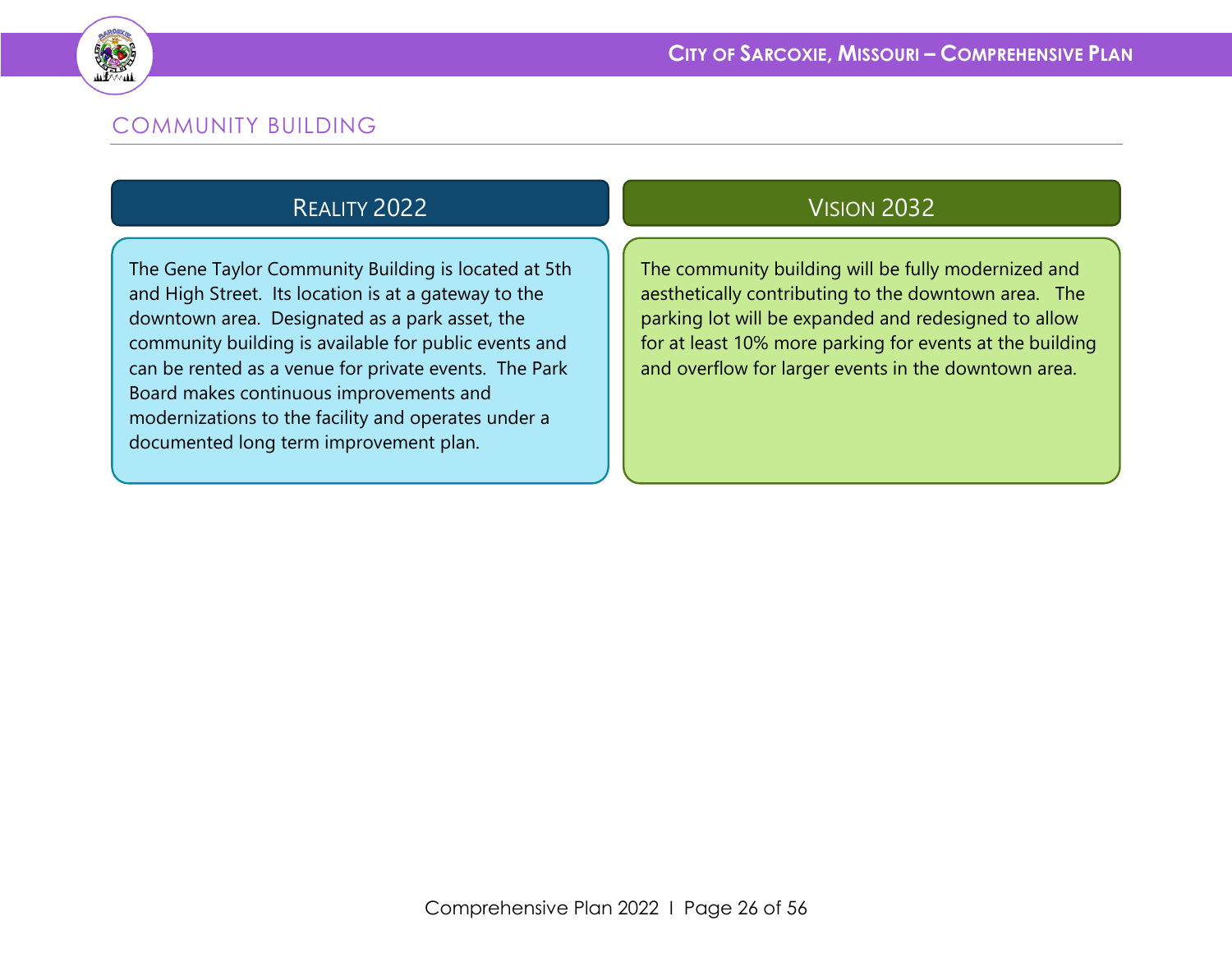## COMMUNITY BUILDING

### Reality 2022

The Gene Taylor Community Building is located at 5th and High Street. Its location is at a gateway to the downtown area. Designated as a park asset, the community building is available for public events and can be rented as a venue for private events. The Park Board makes continuous improvements and modernizations to the facility and operates under a documented long term improvement plan.

### Vision 2032

The community building will be fully modernized and aesthetically contributing to the downtown area. The parking lot will be expanded and redesigned to allow for at least 10% more parking for events at the building and overflow for larger events in the downtown area.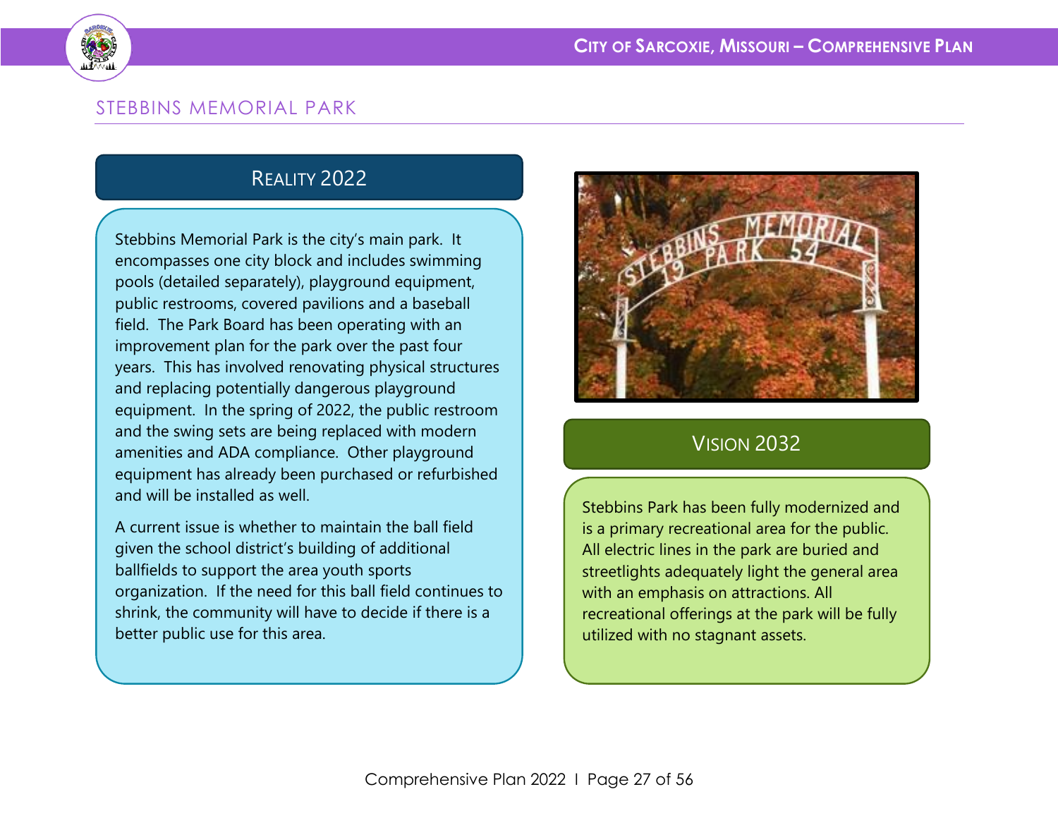## STEBBINS MEMORIAL PARK

### Reality 2022

Stebbins Memorial Park is the city's main park. It encompasses one city block and includes swimming pools (detailed separately), playground equipment, public restrooms, covered pavilions and a baseball field. The Park Board has been operating with an improvement plan for the park over the past four years. This has involved renovating physical structures and replacing potentially dangerous playground equipment. In the spring of 2022, the public restroom and the swing sets are being replaced with modern amenities and ADA compliance. Other playground equipment has already been purchased or refurbished and will be installed as well.

A current issue is whether to maintain the ball field given the school district's building of additional ballfields to support the area youth sports organization. If the need for this ball field continues to shrink, the community will have to decide if there is a better public use for this area.

### Vision 2032

Stebbins Park has been fully modernized and is a primary recreational area for the public. All electric lines in the park are buried and streetlights adequately light the general area with an emphasis on attractions. All recreational offerings at the park will be fully utilized with no stagnant assets.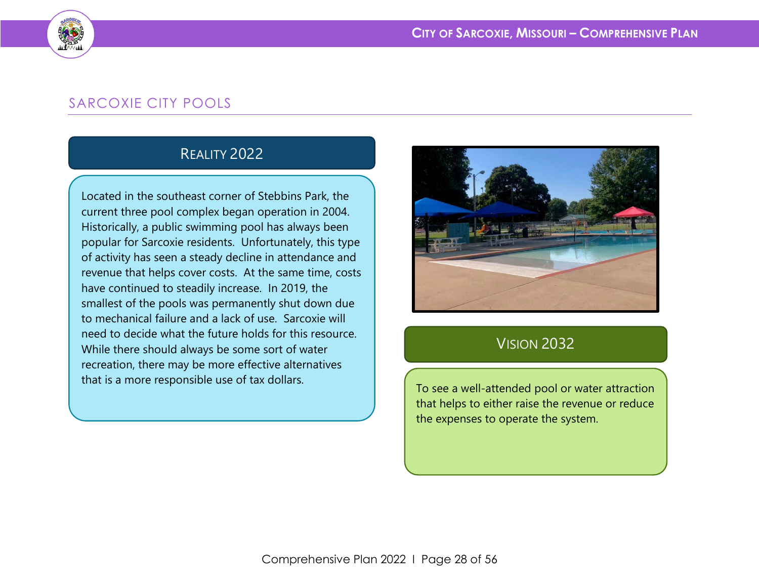## SARCOXIE CITY POOLS

### Reality 2022

Located in the southeast corner of Stebbins Park, the current three pool complex began operation in 2004. Historically, a public swimming pool has always been popular for Sarcoxie residents. Unfortunately, this type of activity has seen a steady decline in attendance and revenue that helps cover costs. At the same time, costs have continued to steadily increase. In 2019, the smallest of the pools was permanently shut down due to mechanical failure and a lack of use. Sarcoxie will need to decide what the future holds for this resource. While there should always be some sort of water recreation, there may be more effective alternatives that is a more responsible use of tax dollars.

### Vision 2032

To see a well-attended pool or water attraction that helps to either raise the revenue or reduce the expenses to operate the system.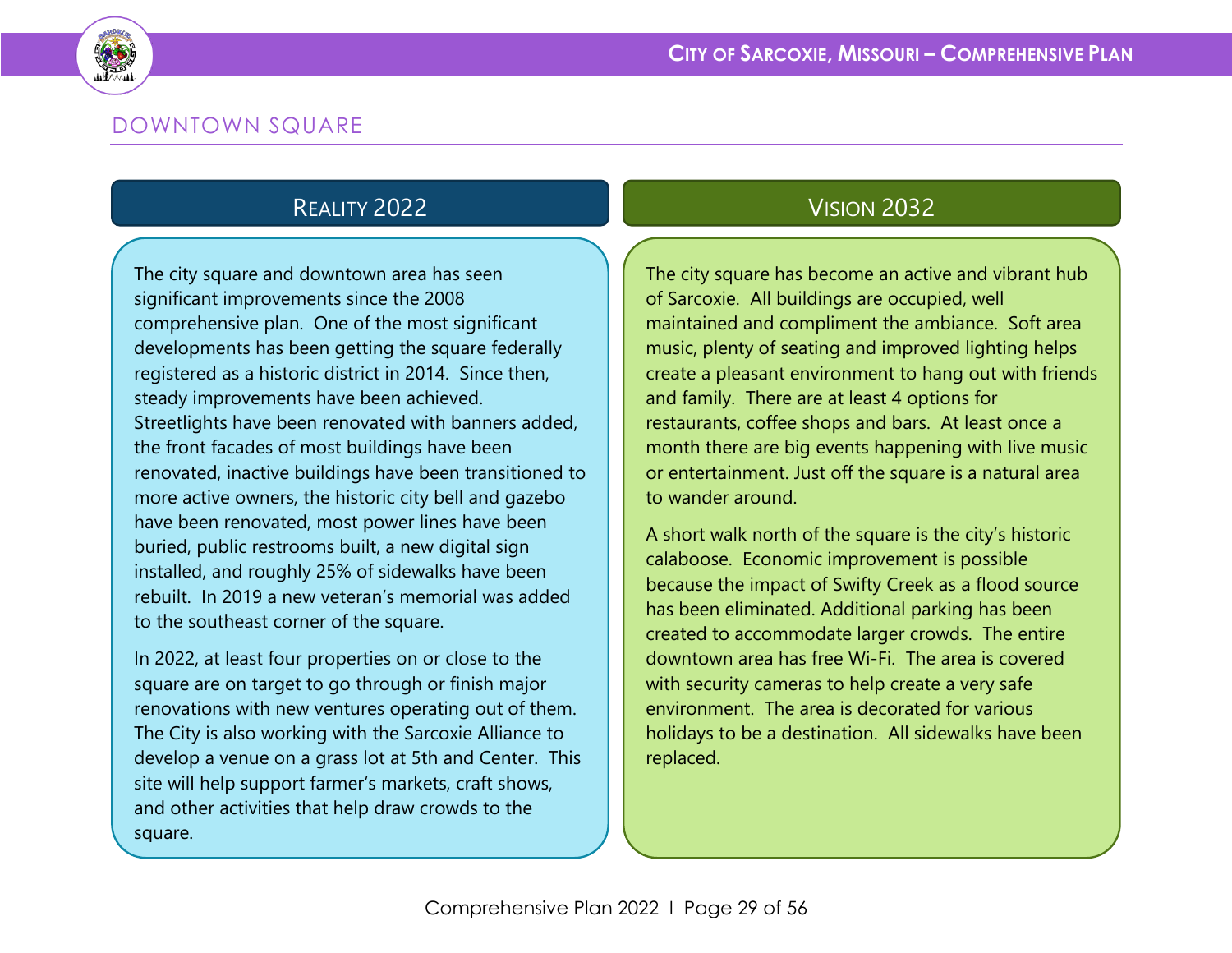## DOWNTOWN SQUARE

### Reality 2022

The city square and downtown area has seen significant improvements since the 2008 comprehensive plan. One of the most significant developments has been getting the square federally registered as a historic district in 2014. Since then, steady improvements have been achieved. Streetlights have been renovated with banners added, the front facades of most buildings have been renovated, inactive buildings have been transitioned to more active owners, the historic city bell and gazebo have been renovated, most power lines have been buried, public restrooms built, a new digital sign installed, and roughly 25% of sidewalks have been rebuilt. In 2019 a new veteran's memorial was added to the southeast corner of the square.

In 2022, at least four properties on or close to the square are on target to go through or finish major renovations with new ventures operating out of them. The City is also working with the Sarcoxie Alliance to develop a venue on a grass lot at 5th and Center. This site will help support farmer's markets, craft shows, and other activities that help draw crowds to the square.

### Vision 2032

The city square has become an active and vibrant hub of Sarcoxie. All buildings are occupied, well maintained and compliment the ambiance. Soft area music, plenty of seating and improved lighting helps create a pleasant environment to hang out with friends and family. There are at least 4 options for restaurants, coffee shops and bars. At least once a month there are big events happening with live music or entertainment. Just off the square is a natural area to wander around.

A short walk north of the square is the city's historic calaboose. Economic improvement is possible because the impact of Swifty Creek as a flood source has been eliminated. Additional parking has been created to accommodate larger crowds. The entire downtown area has free Wi-Fi. The area is covered with security cameras to help create a very safe environment. The area is decorated for various holidays to be a destination. All sidewalks have been replaced.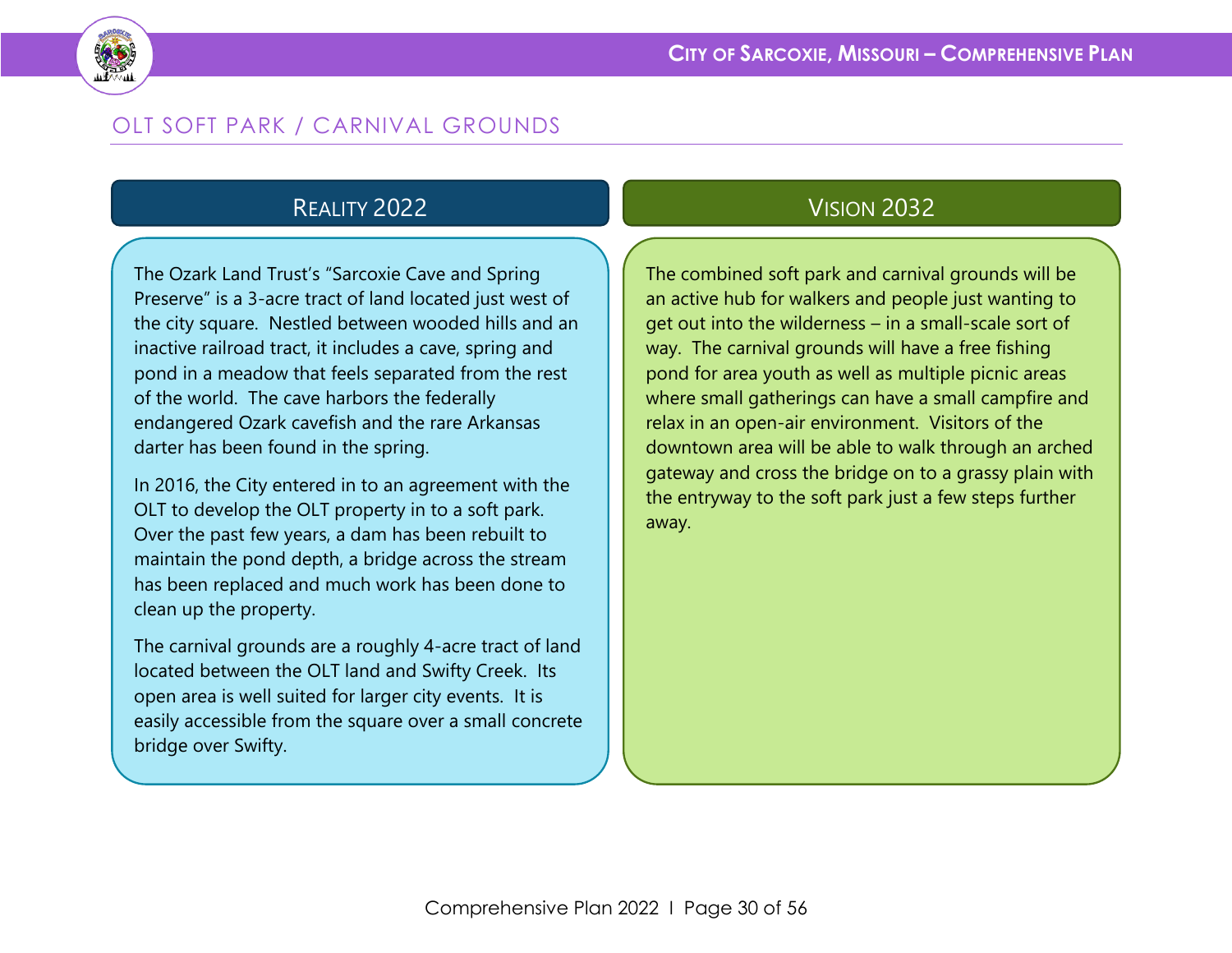## OLT SOFT PARK / CARNIVAL GROUNDS

### REALITY 2022

The Ozark Land Trust's "Sarcoxie Cave and Spring Preserve" is a 3-acre tract of land located just west of the city square. Nestled between wooded hills and an inactive railroad tract, it includes a cave, spring and pond in a meadow that feels separated from the rest of the world. The cave harbors the federally endangered Ozark cavefish and the rare Arkansas darter has been found in the spring.

In 2016, the City entered in to an agreement with the OLT to develop the OLT property in to a soft park. Over the past few years, a dam has been rebuilt to maintain the pond depth, a bridge across the stream has been replaced and much work has been done to clean up the property.

The carnival grounds are a roughly 4-acre tract of land located between the OLT land and Swifty Creek. Its open area is well suited for larger city events. It is easily accessible from the square over a small concrete bridge over Swifty.

### VISION 2032

The combined soft park and carnival grounds will be an active hub for walkers and people just wanting to get out into the wilderness – in a small-scale sort of way. The carnival grounds will have a free fishing pond for area youth as well as multiple picnic areas where small gatherings can have a small campfire and relax in an open-air environment. Visitors of the downtown area will be able to walk through an arched gateway and cross the bridge on to a grassy plain with the entryway to the soft park just a few steps further away.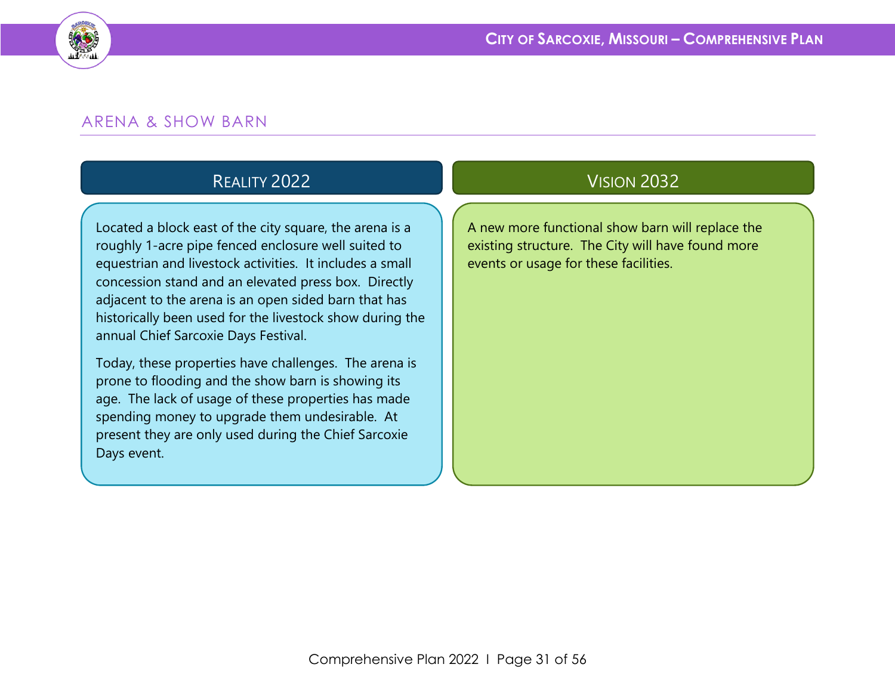## ARENA & SHOW BARN

### Reality 2022

Located a block east of the city square, the arena is a roughly 1-acre pipe fenced enclosure well suited to equestrian and livestock activities. It includes a small concession stand and an elevated press box. Directly adjacent to the arena is an open sided barn that has historically been used for the livestock show during the annual Chief Sarcoxie Days Festival.

Today, these properties have challenges. The arena is prone to flooding and the show barn is showing its age. The lack of usage of these properties has made spending money to upgrade them undesirable. At present they are only used during the Chief Sarcoxie Days event.

### Vision 2032

A new more functional show barn will replace the existing structure. The City will have found more events or usage for these facilities.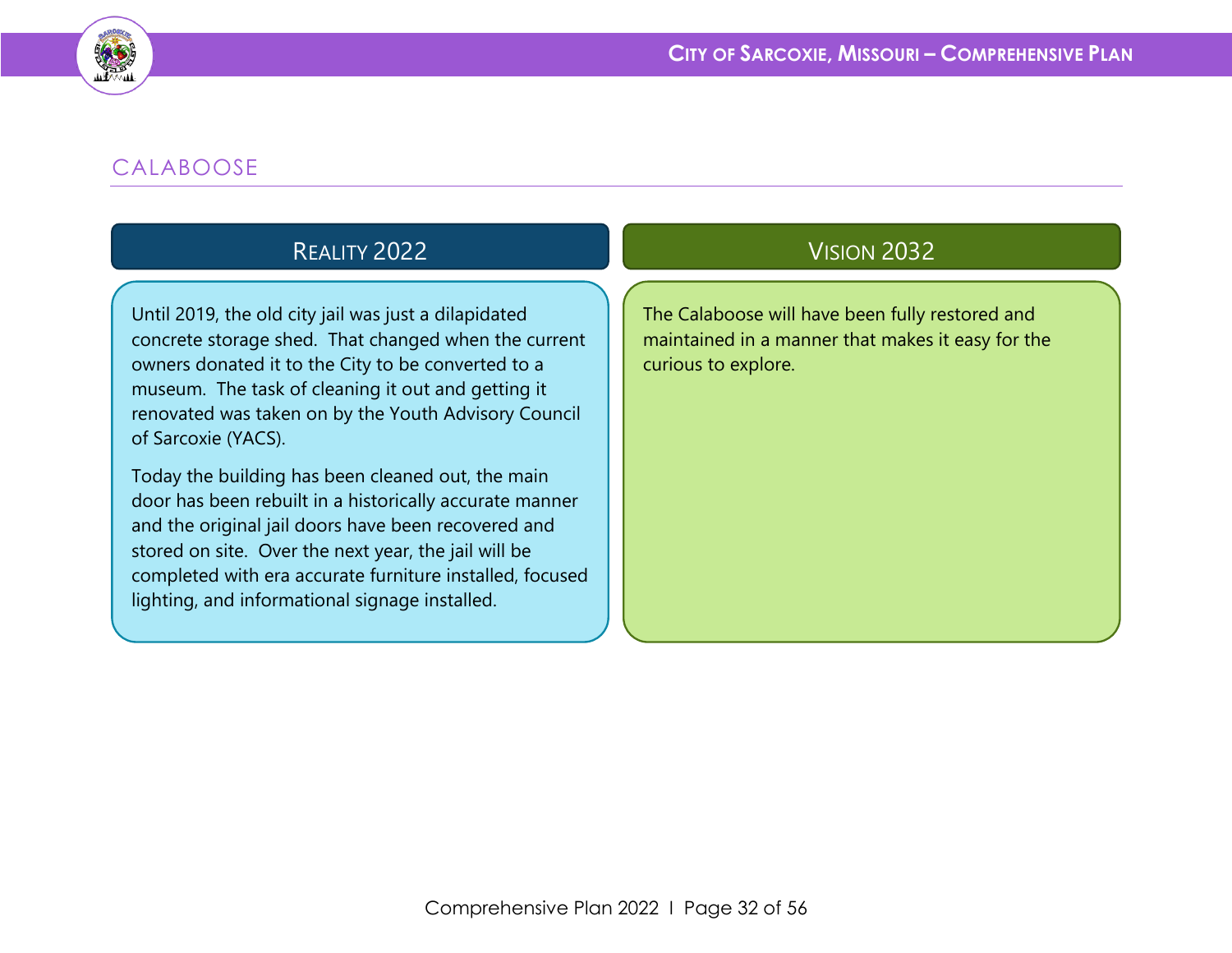## CALABOOSE

### Reality 2022

Until 2019, the old city jail was just a dilapidated concrete storage shed. That changed when the current owners donated it to the City to be converted to a museum. The task of cleaning it out and getting it renovated was taken on by the Youth Advisory Council of Sarcoxie (YACS).

Today the building has been cleaned out, the main door has been rebuilt in a historically accurate manner and the original jail doors have been recovered and stored on site. Over the next year, the jail will be completed with era accurate furniture installed, focused lighting, and informational signage installed.

### Vision 2032

The Calaboose will have been fully restored and maintained in a manner that makes it easy for the curious to explore.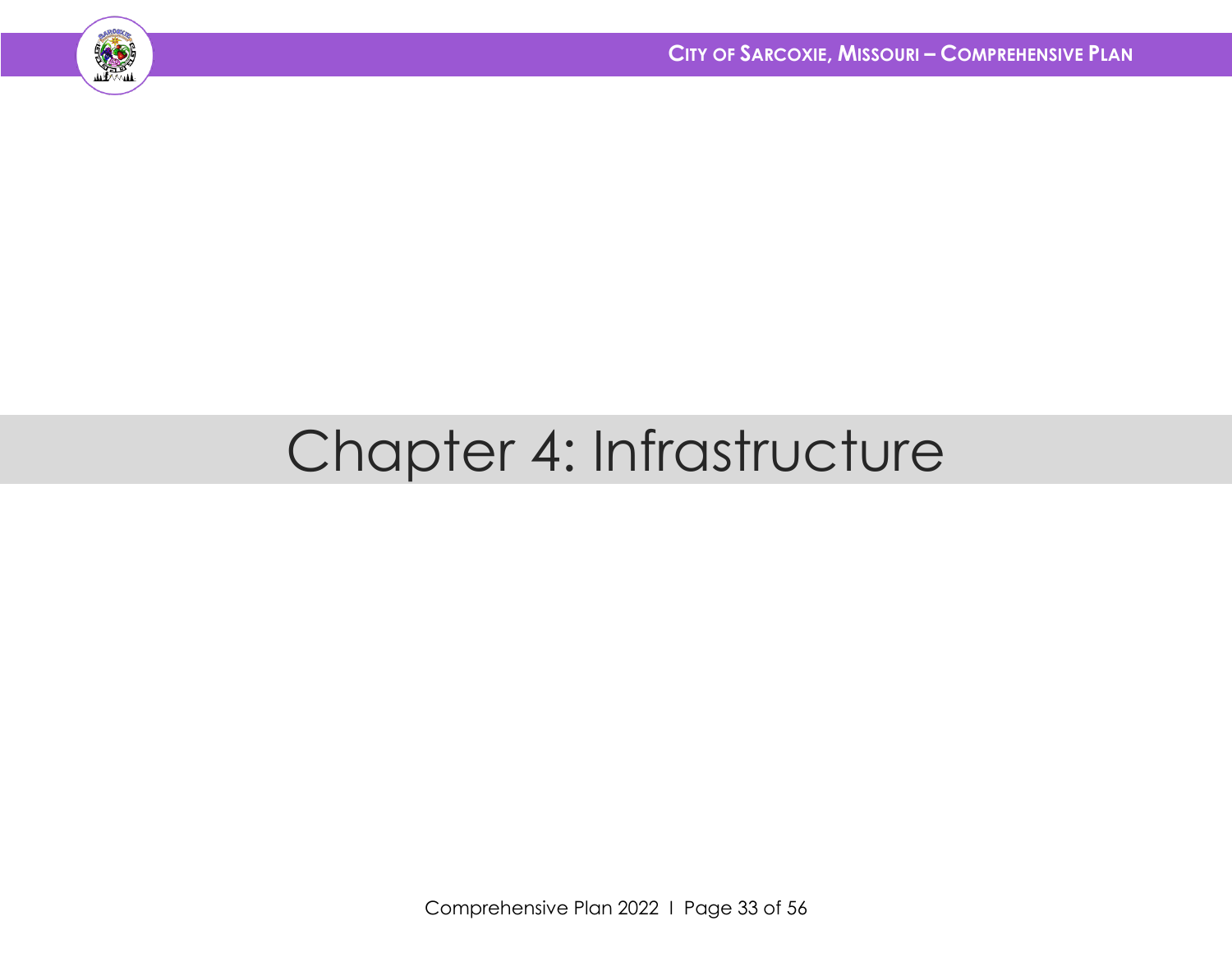# Chapter 4: Infrastructure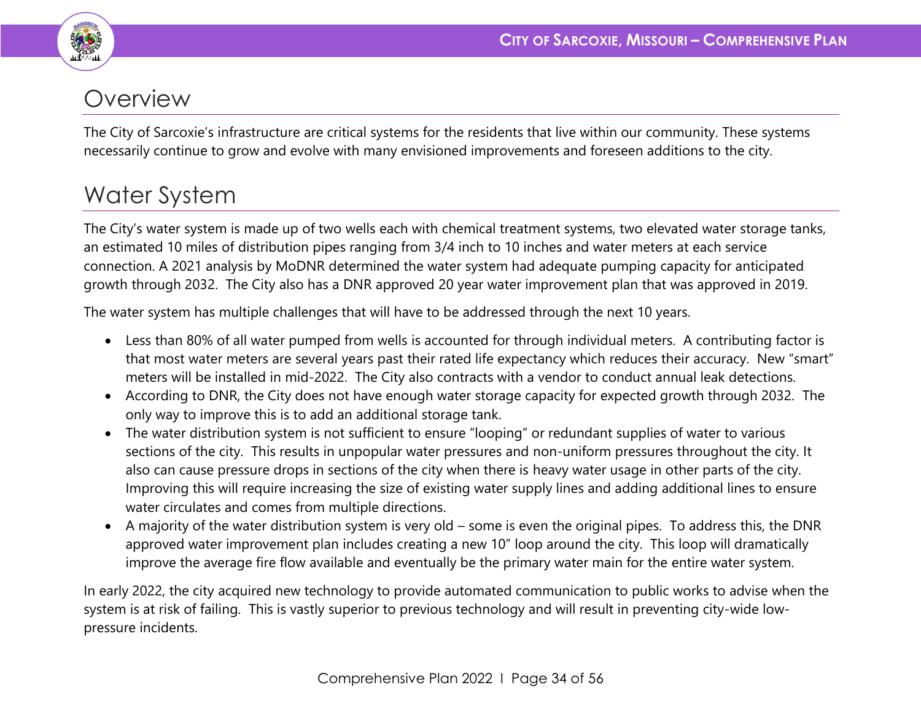## Overview

The City of Sarcoxie's infrastructure are critical systems for the residents that live within our community. These systems necessarily continue to grow and evolve with many envisioned improvements and foreseen additions to the city.

## Water System

The City's water system is made up of two wells each with chemical treatment systems, two elevated water storage tanks, an estimated 10 miles of distribution pipes ranging from 3/4 inch to 10 inches and water meters at each service connection. A 2021 analysis by MoDNR determined the water system had adequate pumping capacity for anticipated growth through 2032. The City also has a DNR approved 20 year water improvement plan that was approved in 2019.

The water system has multiple challenges that will have to be addressed through the next 10 years.

- Less than 80% of all water pumped from wells is accounted for through individual meters. A contributing factor is that most water meters are several years past their rated life expectancy which reduces their accuracy. New "smart" meters will be installed in mid-2022. The City also contracts with a vendor to conduct annual leak detections.
- According to DNR, the City does not have enough water storage capacity for expected growth through 2032. The only way to improve this is to add an additional storage tank.
- The water distribution system is not sufficient to ensure "looping" or redundant supplies of water to various sections of the city. This results in unpopular water pressures and non-uniform pressures throughout the city. It also can cause pressure drops in sections of the city when there is heavy water usage in other parts of the city. Improving this will require increasing the size of existing water supply lines and adding additional lines to ensure water circulates and comes from multiple directions.
- A majority of the water distribution system is very old – some is even the original pipes. To address this, the DNR approved water improvement plan includes creating a new 10" loop around the city. This loop will dramatically improve the average fire flow available and eventually be the primary water main for the entire water system.

In early 2022, the city acquired new technology to provide automated communication to public works to advise when the system is at risk of failing. This is vastly superior to previous technology and will result in preventing city-wide low-pressure incidents.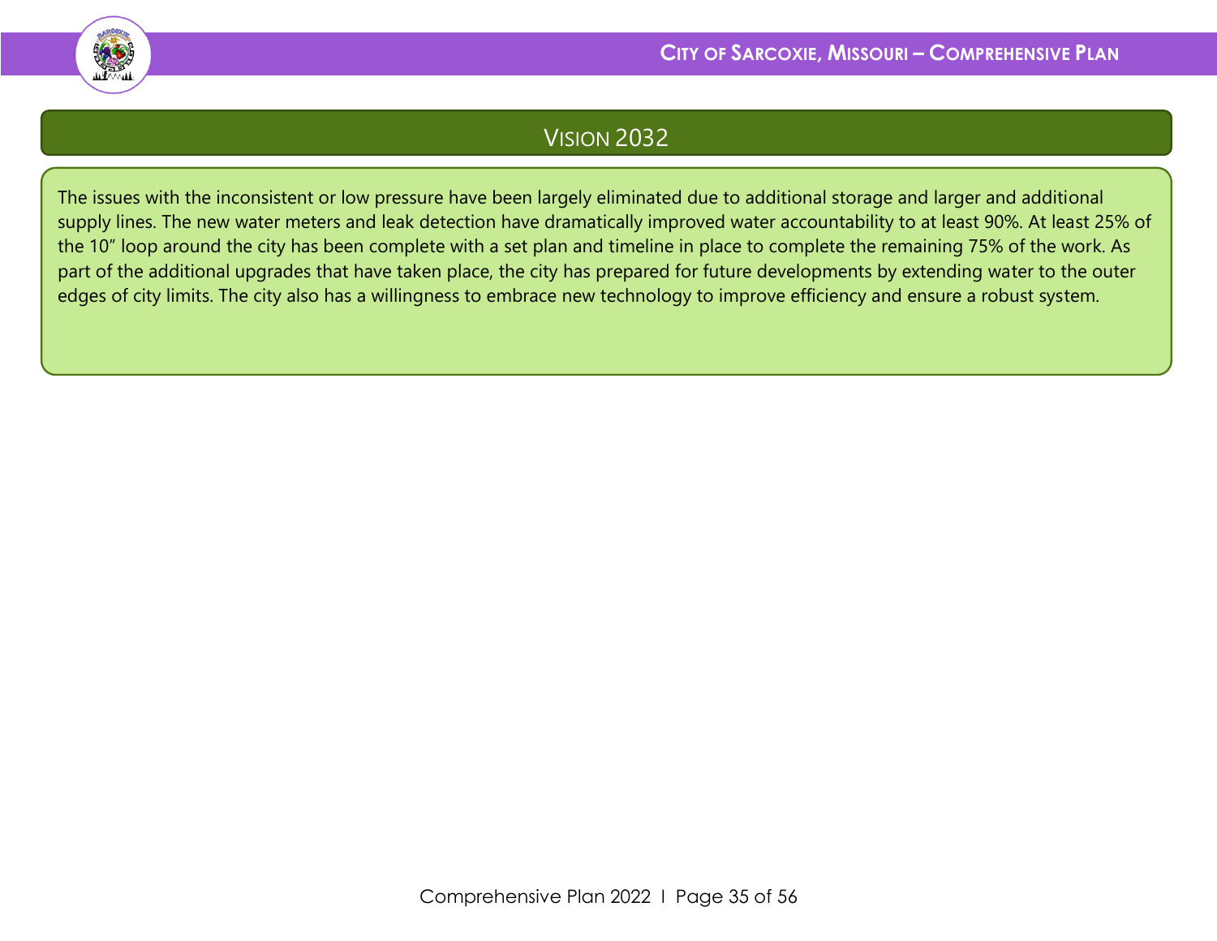## Vision 2032

The issues with the inconsistent or low pressure have been largely eliminated due to additional storage and larger and additional supply lines. The new water meters and leak detection have dramatically improved water accountability to at least 90%. At least 25% of the 10" loop around the city has been complete with a set plan and timeline in place to complete the remaining 75% of the work. As part of the additional upgrades that have taken place, the city has prepared for future developments by extending water to the outer edges of city limits. The city also has a willingness to embrace new technology to improve efficiency and ensure a robust system.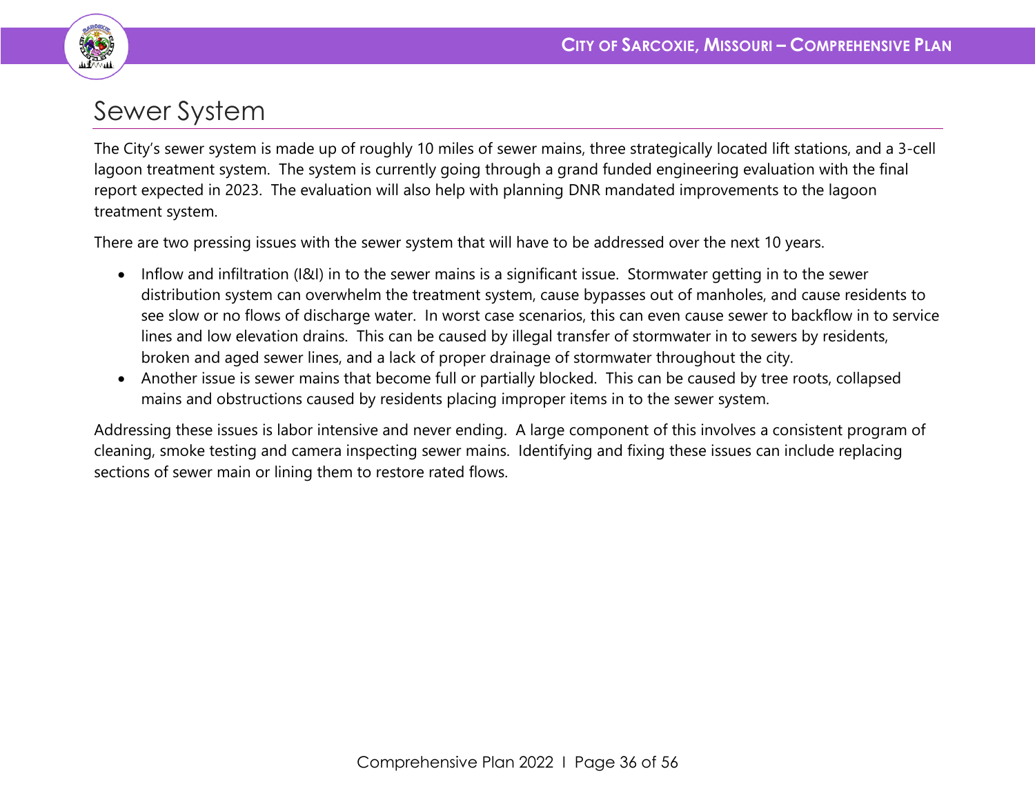## Sewer System

The City's sewer system is made up of roughly 10 miles of sewer mains, three strategically located lift stations, and a 3-cell lagoon treatment system. The system is currently going through a grand funded engineering evaluation with the final report expected in 2023. The evaluation will also help with planning DNR mandated improvements to the lagoon treatment system.

There are two pressing issues with the sewer system that will have to be addressed over the next 10 years.

- Inflow and infiltration (I&I) in to the sewer mains is a significant issue. Stormwater getting in to the sewer distribution system can overwhelm the treatment system, cause bypasses out of manholes, and cause residents to see slow or no flows of discharge water. In worst case scenarios, this can even cause sewer to backflow in to service lines and low elevation drains. This can be caused by illegal transfer of stormwater in to sewers by residents, broken and aged sewer lines, and a lack of proper drainage of stormwater throughout the city.
- Another issue is sewer mains that become full or partially blocked. This can be caused by tree roots, collapsed mains and obstructions caused by residents placing improper items in to the sewer system.

Addressing these issues is labor intensive and never ending. A large component of this involves a consistent program of cleaning, smoke testing and camera inspecting sewer mains. Identifying and fixing these issues can include replacing sections of sewer main or lining them to restore rated flows.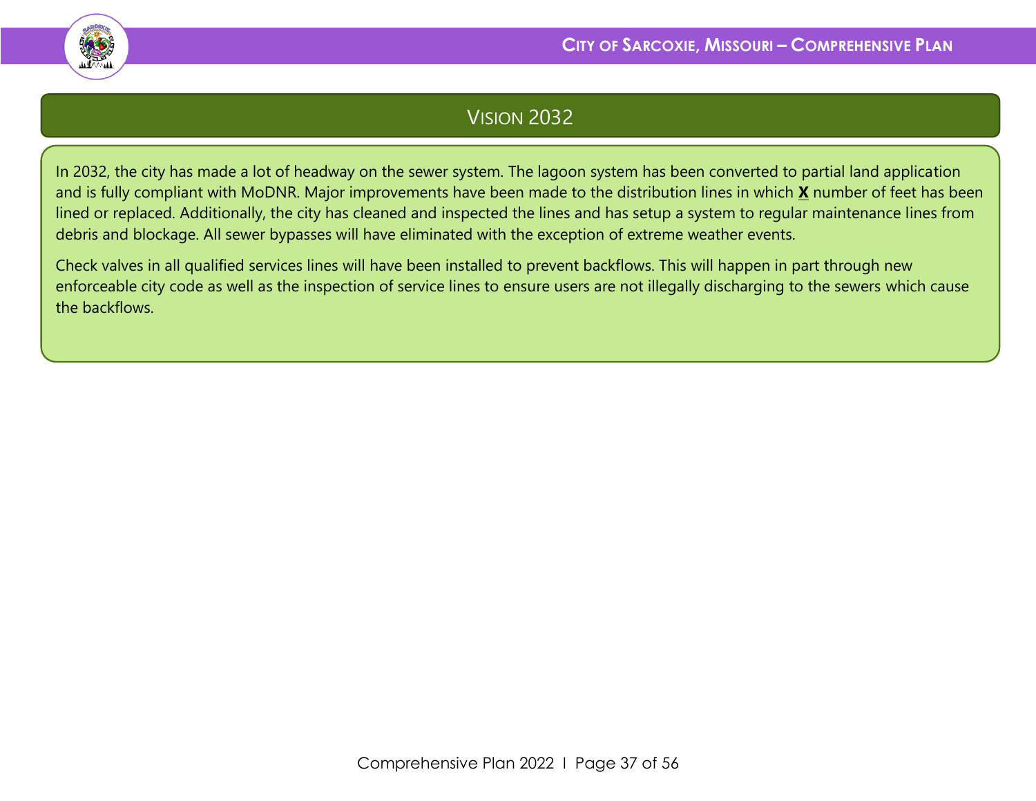## Vision 2032

In 2032, the city has made a lot of headway on the sewer system. The lagoon system has been converted to partial land application and is fully compliant with MoDNR. Major improvements have been made to the distribution lines in which **X** number of feet has been lined or replaced. Additionally, the city has cleaned and inspected the lines and has setup a system to regular maintenance lines from debris and blockage. All sewer bypasses will have eliminated with the exception of extreme weather events.

Check valves in all qualified services lines will have been installed to prevent backflows. This will happen in part through new enforceable city code as well as the inspection of service lines to ensure users are not illegally discharging to the sewers which cause the backflows.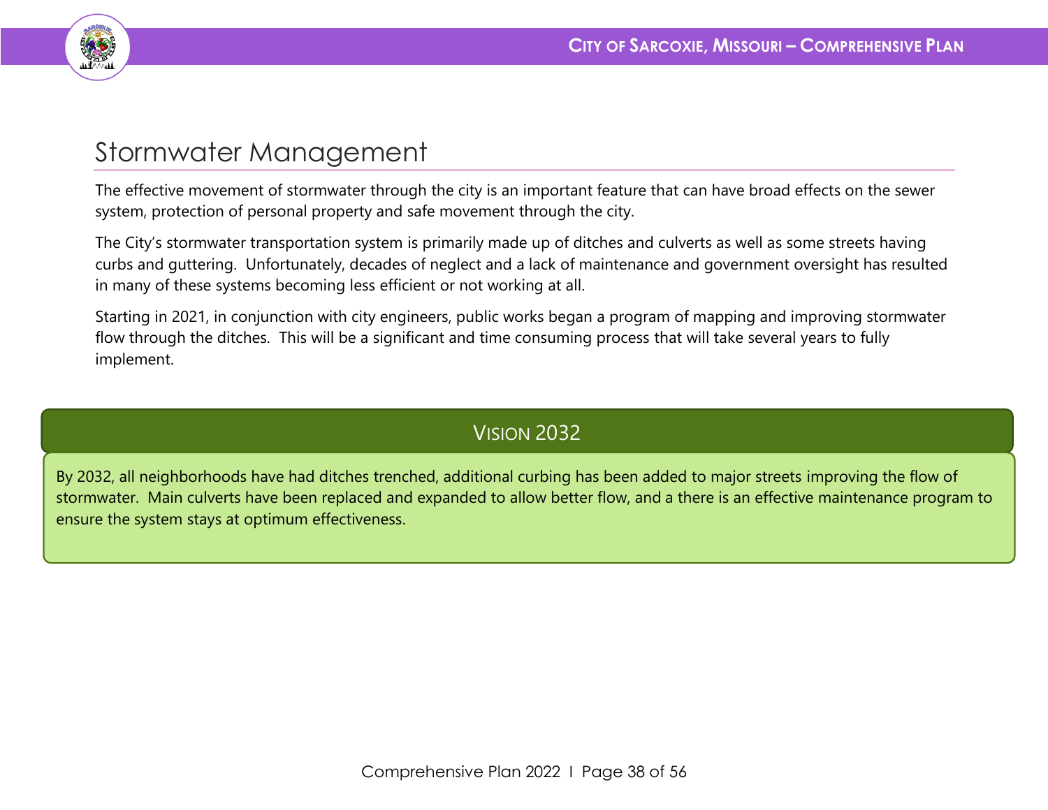## Stormwater Management

The effective movement of stormwater through the city is an important feature that can have broad effects on the sewer system, protection of personal property and safe movement through the city.

The City's stormwater transportation system is primarily made up of ditches and culverts as well as some streets having curbs and guttering. Unfortunately, decades of neglect and a lack of maintenance and government oversight has resulted in many of these systems becoming less efficient or not working at all.

Starting in 2021, in conjunction with city engineers, public works began a program of mapping and improving stormwater flow through the ditches. This will be a significant and time consuming process that will take several years to fully implement.

### Vision 2032

By 2032, all neighborhoods have had ditches trenched, additional curbing has been added to major streets improving the flow of stormwater. Main culverts have been replaced and expanded to allow better flow, and a there is an effective maintenance program to ensure the system stays at optimum effectiveness.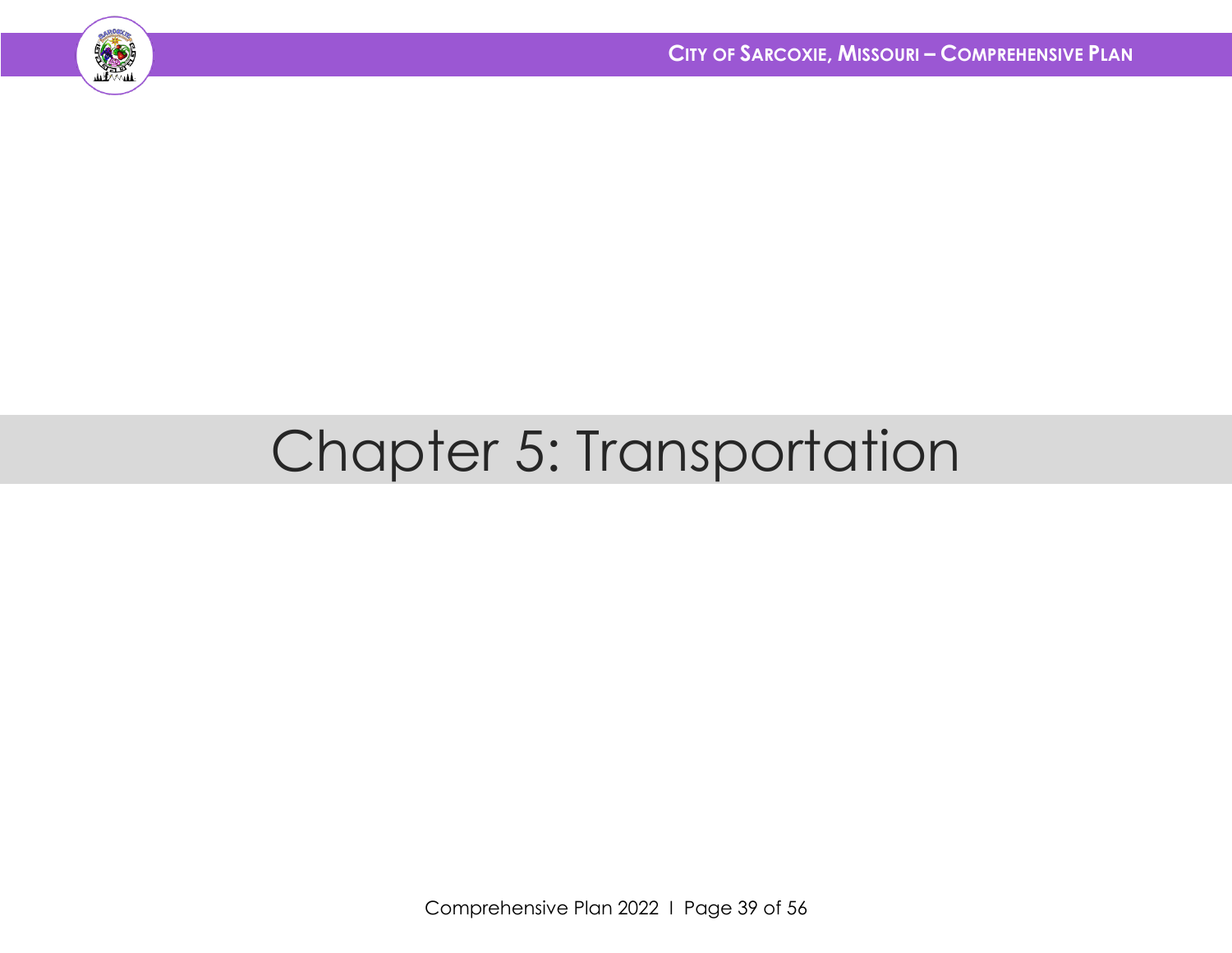# Chapter 5: Transportation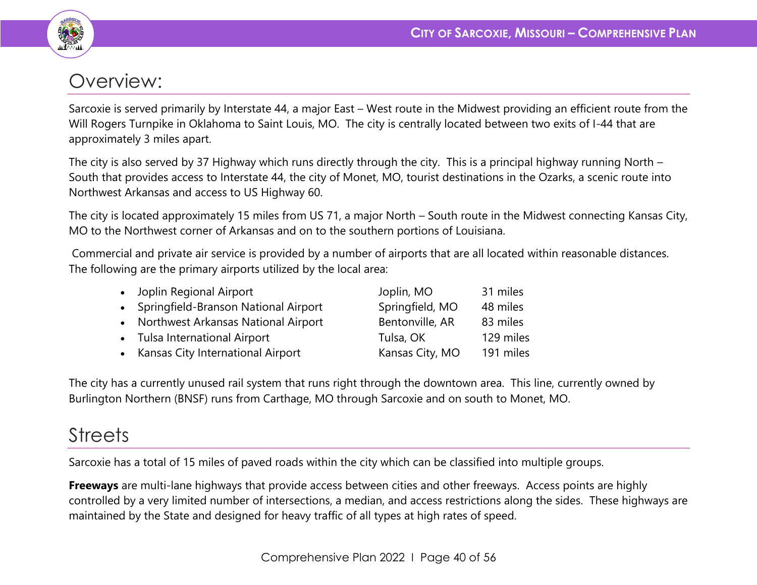## Overview:

Sarcoxie is served primarily by Interstate 44, a major East – West route in the Midwest providing an efficient route from the Will Rogers Turnpike in Oklahoma to Saint Louis, MO. The city is centrally located between two exits of I-44 that are approximately 3 miles apart.

The city is also served by 37 Highway which runs directly through the city. This is a principal highway running North – South that provides access to Interstate 44, the city of Monet, MO, tourist destinations in the Ozarks, a scenic route into Northwest Arkansas and access to US Highway 60.

The city is located approximately 15 miles from US 71, a major North – South route in the Midwest connecting Kansas City, MO to the Northwest corner of Arkansas and on to the southern portions of Louisiana.

Commercial and private air service is provided by a number of airports that are all located within reasonable distances. The following are the primary airports utilized by the local area:

| Airport | Location | Distance |
|---|---|---|
| Joplin Regional Airport | Joplin, MO | 31 miles |
| Springfield-Branson National Airport | Springfield, MO | 48 miles |
| Northwest Arkansas National Airport | Bentonville, AR | 83 miles |
| Tulsa International Airport | Tulsa, OK | 129 miles |
| Kansas City International Airport | Kansas City, MO | 191 miles |

The city has a currently unused rail system that runs right through the downtown area. This line, currently owned by Burlington Northern (BNSF) runs from Carthage, MO through Sarcoxie and on south to Monet, MO.

## Streets

Sarcoxie has a total of 15 miles of paved roads within the city which can be classified into multiple groups.

**Freeways** are multi-lane highways that provide access between cities and other freeways. Access points are highly controlled by a very limited number of intersections, a median, and access restrictions along the sides. These highways are maintained by the State and designed for heavy traffic of all types at high rates of speed.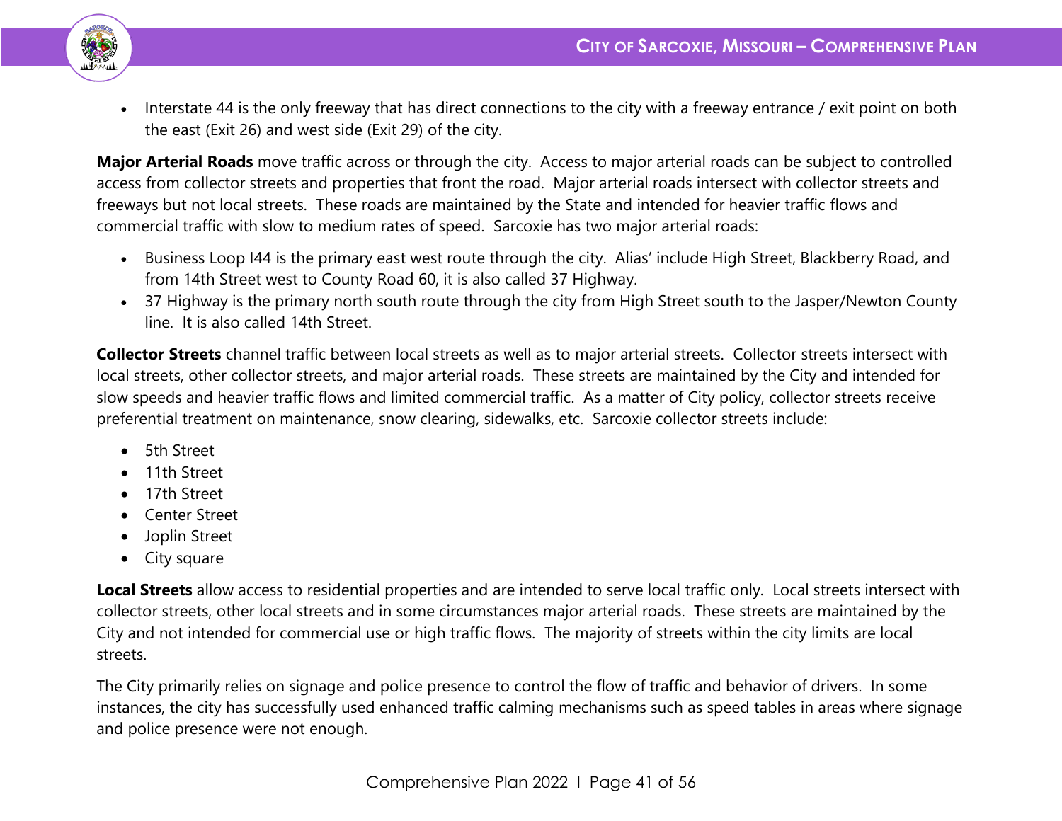- Interstate 44 is the only freeway that has direct connections to the city with a freeway entrance / exit point on both the east (Exit 26) and west side (Exit 29) of the city.

**Major Arterial Roads** move traffic across or through the city. Access to major arterial roads can be subject to controlled access from collector streets and properties that front the road. Major arterial roads intersect with collector streets and freeways but not local streets. These roads are maintained by the State and intended for heavier traffic flows and commercial traffic with slow to medium rates of speed. Sarcoxie has two major arterial roads:

- Business Loop I44 is the primary east west route through the city. Alias' include High Street, Blackberry Road, and from 14th Street west to County Road 60, it is also called 37 Highway.
- 37 Highway is the primary north south route through the city from High Street south to the Jasper/Newton County line. It is also called 14th Street.

**Collector Streets** channel traffic between local streets as well as to major arterial streets. Collector streets intersect with local streets, other collector streets, and major arterial roads. These streets are maintained by the City and intended for slow speeds and heavier traffic flows and limited commercial traffic. As a matter of City policy, collector streets receive preferential treatment on maintenance, snow clearing, sidewalks, etc. Sarcoxie collector streets include:

- 5th Street
- 11th Street
- 17th Street
- Center Street
- Joplin Street
- City square

**Local Streets** allow access to residential properties and are intended to serve local traffic only. Local streets intersect with collector streets, other local streets and in some circumstances major arterial roads. These streets are maintained by the City and not intended for commercial use or high traffic flows. The majority of streets within the city limits are local streets.

The City primarily relies on signage and police presence to control the flow of traffic and behavior of drivers. In some instances, the city has successfully used enhanced traffic calming mechanisms such as speed tables in areas where signage and police presence were not enough.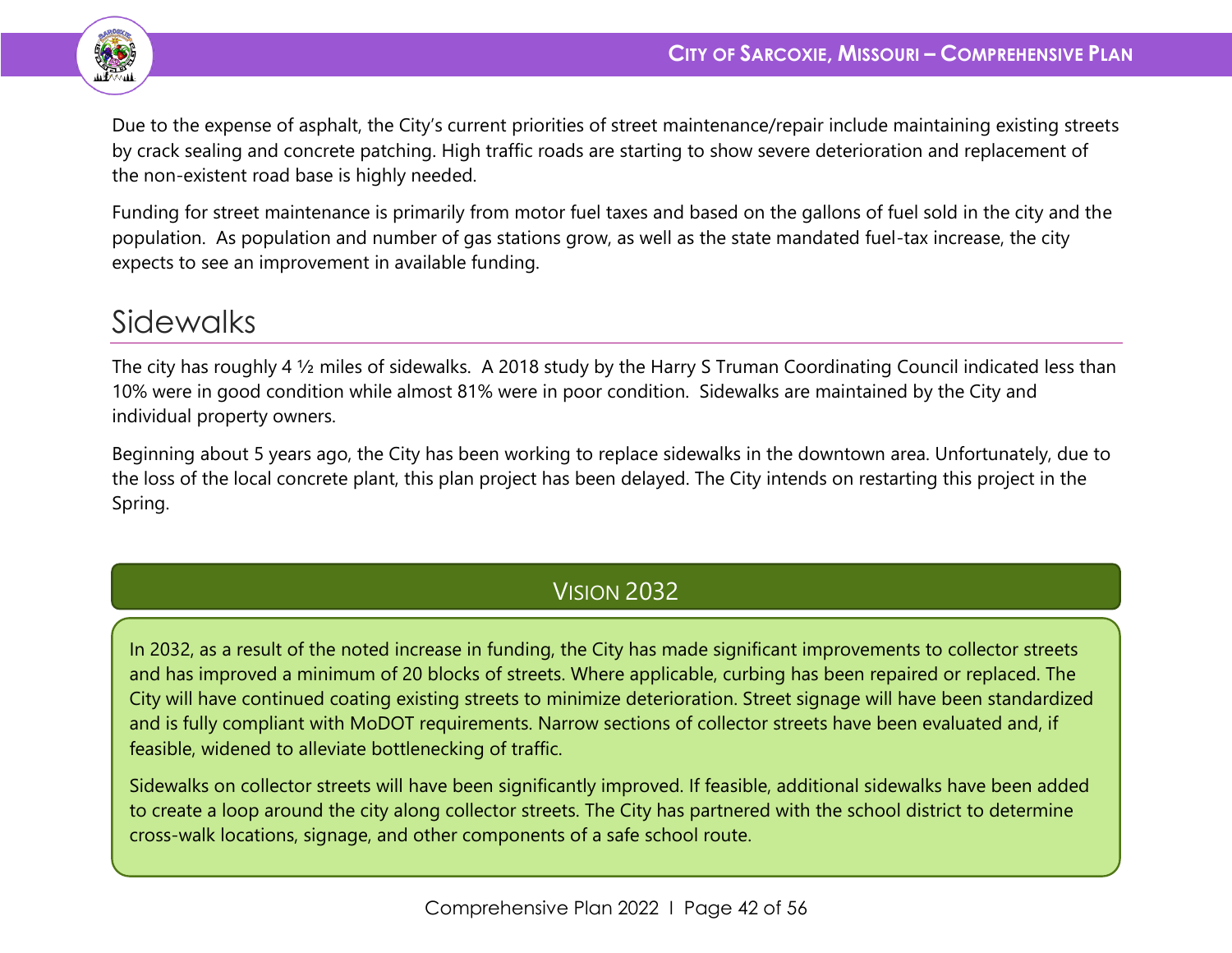Due to the expense of asphalt, the City's current priorities of street maintenance/repair include maintaining existing streets by crack sealing and concrete patching. High traffic roads are starting to show severe deterioration and replacement of the non-existent road base is highly needed.

Funding for street maintenance is primarily from motor fuel taxes and based on the gallons of fuel sold in the city and the population. As population and number of gas stations grow, as well as the state mandated fuel-tax increase, the city expects to see an improvement in available funding.

## Sidewalks

The city has roughly 4 ½ miles of sidewalks. A 2018 study by the Harry S Truman Coordinating Council indicated less than 10% were in good condition while almost 81% were in poor condition. Sidewalks are maintained by the City and individual property owners.

Beginning about 5 years ago, the City has been working to replace sidewalks in the downtown area. Unfortunately, due to the loss of the local concrete plant, this plan project has been delayed. The City intends on restarting this project in the Spring.

### Vision 2032

In 2032, as a result of the noted increase in funding, the City has made significant improvements to collector streets and has improved a minimum of 20 blocks of streets. Where applicable, curbing has been repaired or replaced. The City will have continued coating existing streets to minimize deterioration. Street signage will have been standardized and is fully compliant with MoDOT requirements. Narrow sections of collector streets have been evaluated and, if feasible, widened to alleviate bottlenecking of traffic.

Sidewalks on collector streets will have been significantly improved. If feasible, additional sidewalks have been added to create a loop around the city along collector streets. The City has partnered with the school district to determine cross-walk locations, signage, and other components of a safe school route.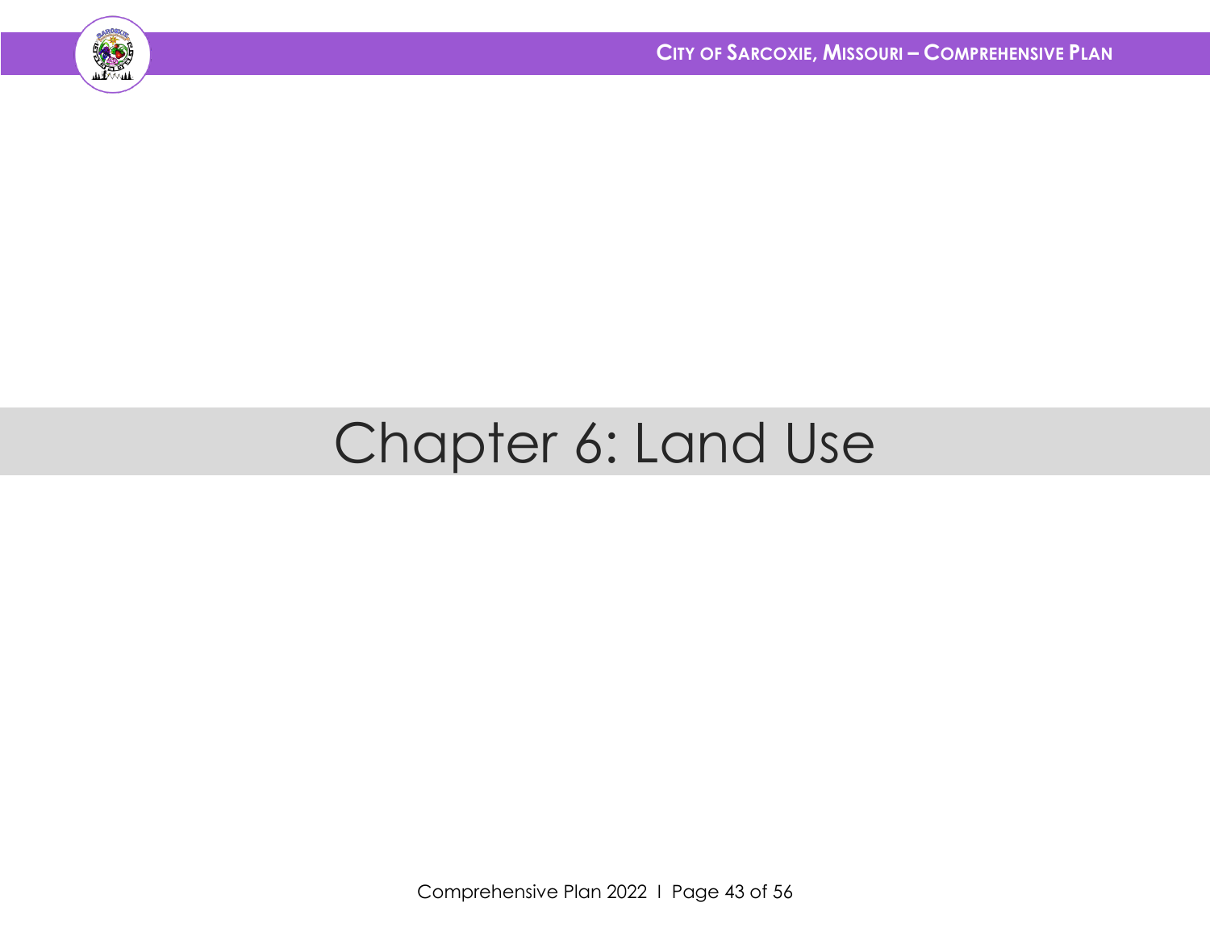# Chapter 6: Land Use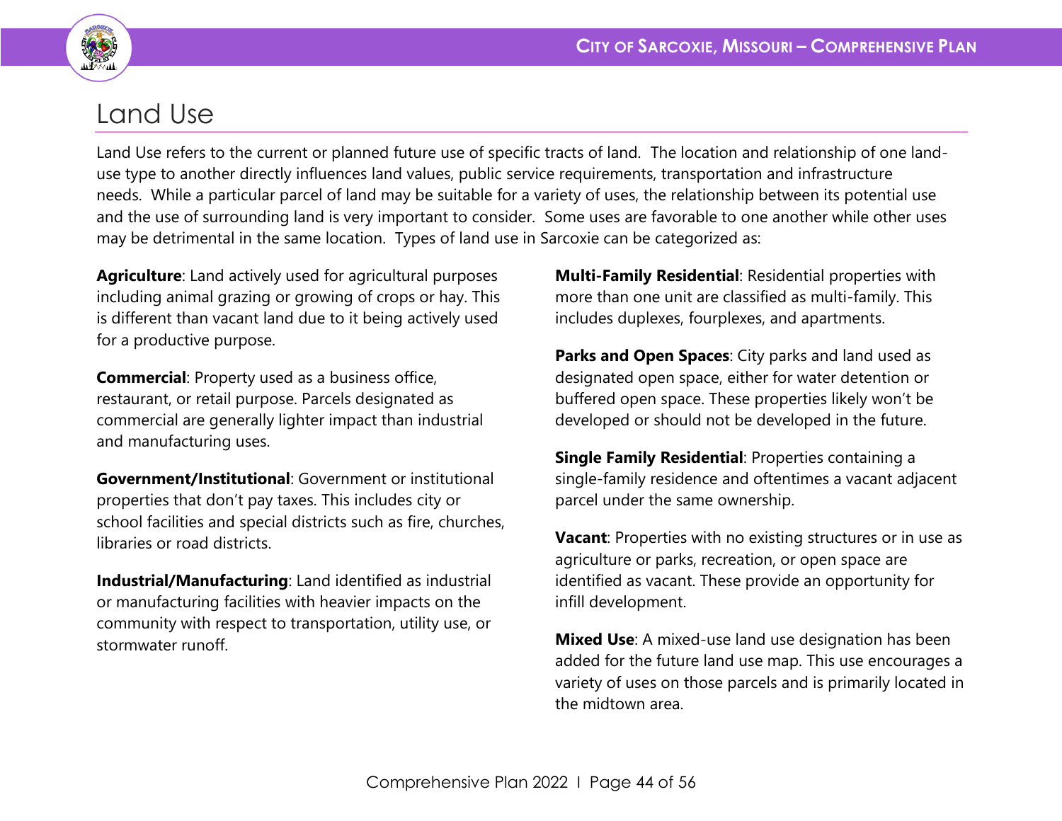# Land Use

Land Use refers to the current or planned future use of specific tracts of land. The location and relationship of one land-use type to another directly influences land values, public service requirements, transportation and infrastructure needs. While a particular parcel of land may be suitable for a variety of uses, the relationship between its potential use and the use of surrounding land is very important to consider. Some uses are favorable to one another while other uses may be detrimental in the same location. Types of land use in Sarcoxie can be categorized as:

**Agriculture**: Land actively used for agricultural purposes including animal grazing or growing of crops or hay. This is different than vacant land due to it being actively used for a productive purpose.

**Commercial**: Property used as a business office, restaurant, or retail purpose. Parcels designated as commercial are generally lighter impact than industrial and manufacturing uses.

**Government/Institutional**: Government or institutional properties that don't pay taxes. This includes city or school facilities and special districts such as fire, churches, libraries or road districts.

**Industrial/Manufacturing**: Land identified as industrial or manufacturing facilities with heavier impacts on the community with respect to transportation, utility use, or stormwater runoff.

**Multi-Family Residential**: Residential properties with more than one unit are classified as multi-family. This includes duplexes, fourplexes, and apartments.

**Parks and Open Spaces**: City parks and land used as designated open space, either for water detention or buffered open space. These properties likely won't be developed or should not be developed in the future.

**Single Family Residential**: Properties containing a single-family residence and oftentimes a vacant adjacent parcel under the same ownership.

**Vacant**: Properties with no existing structures or in use as agriculture or parks, recreation, or open space are identified as vacant. These provide an opportunity for infill development.

**Mixed Use**: A mixed-use land use designation has been added for the future land use map. This use encourages a variety of uses on those parcels and is primarily located in the midtown area.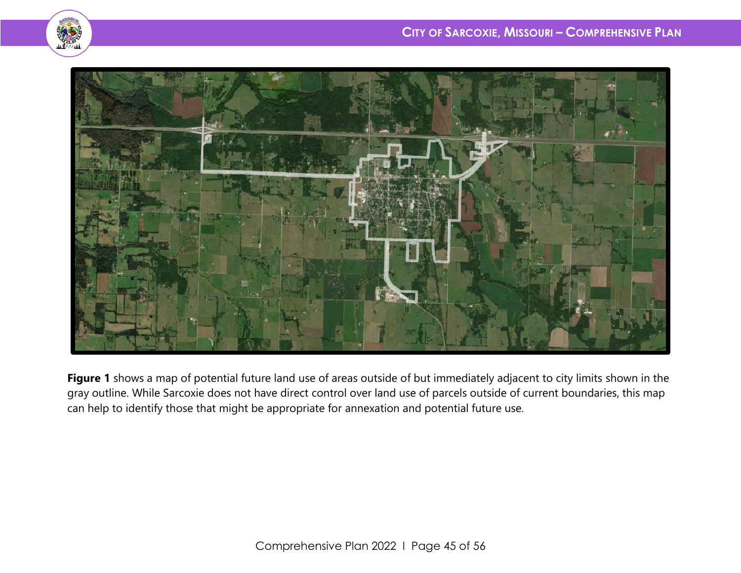**Figure 1** shows a map of potential future land use of areas outside of but immediately adjacent to city limits shown in the gray outline. While Sarcoxie does not have direct control over land use of parcels outside of current boundaries, this map can help to identify those that might be appropriate for annexation and potential future use.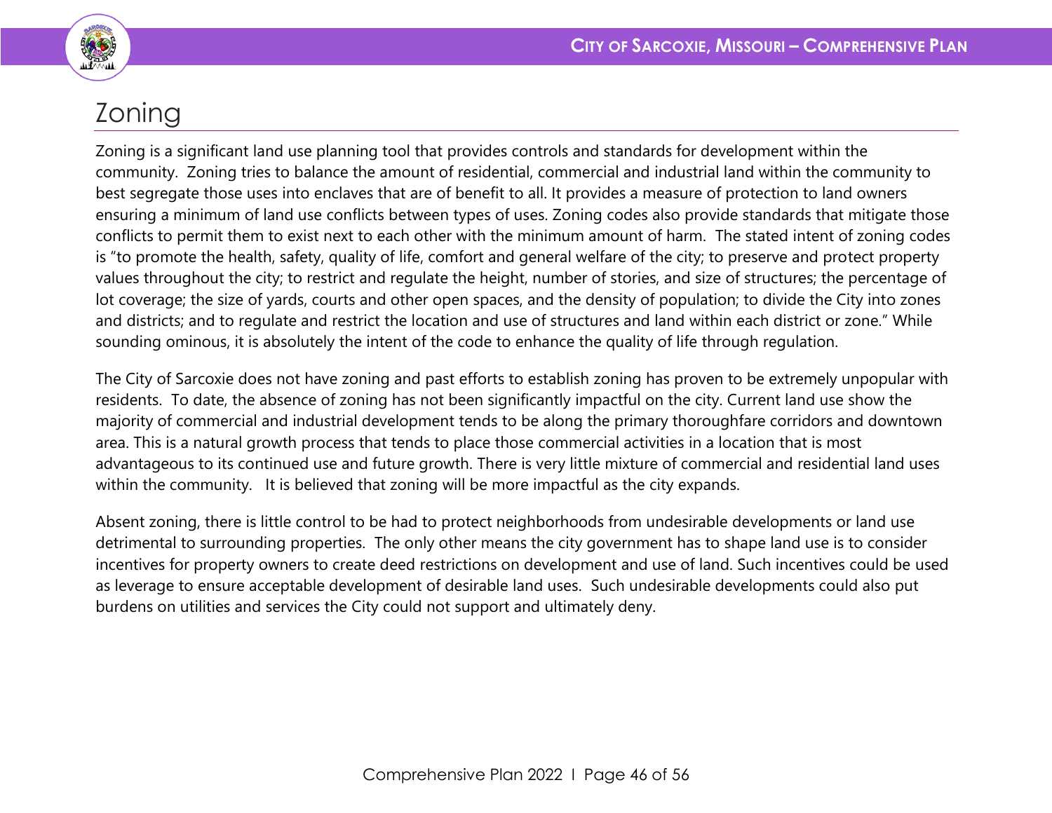# Zoning

Zoning is a significant land use planning tool that provides controls and standards for development within the community. Zoning tries to balance the amount of residential, commercial and industrial land within the community to best segregate those uses into enclaves that are of benefit to all. It provides a measure of protection to land owners ensuring a minimum of land use conflicts between types of uses. Zoning codes also provide standards that mitigate those conflicts to permit them to exist next to each other with the minimum amount of harm. The stated intent of zoning codes is "to promote the health, safety, quality of life, comfort and general welfare of the city; to preserve and protect property values throughout the city; to restrict and regulate the height, number of stories, and size of structures; the percentage of lot coverage; the size of yards, courts and other open spaces, and the density of population; to divide the City into zones and districts; and to regulate and restrict the location and use of structures and land within each district or zone." While sounding ominous, it is absolutely the intent of the code to enhance the quality of life through regulation.

The City of Sarcoxie does not have zoning and past efforts to establish zoning has proven to be extremely unpopular with residents. To date, the absence of zoning has not been significantly impactful on the city. Current land use show the majority of commercial and industrial development tends to be along the primary thoroughfare corridors and downtown area. This is a natural growth process that tends to place those commercial activities in a location that is most advantageous to its continued use and future growth. There is very little mixture of commercial and residential land uses within the community. It is believed that zoning will be more impactful as the city expands.

Absent zoning, there is little control to be had to protect neighborhoods from undesirable developments or land use detrimental to surrounding properties. The only other means the city government has to shape land use is to consider incentives for property owners to create deed restrictions on development and use of land. Such incentives could be used as leverage to ensure acceptable development of desirable land uses. Such undesirable developments could also put burdens on utilities and services the City could not support and ultimately deny.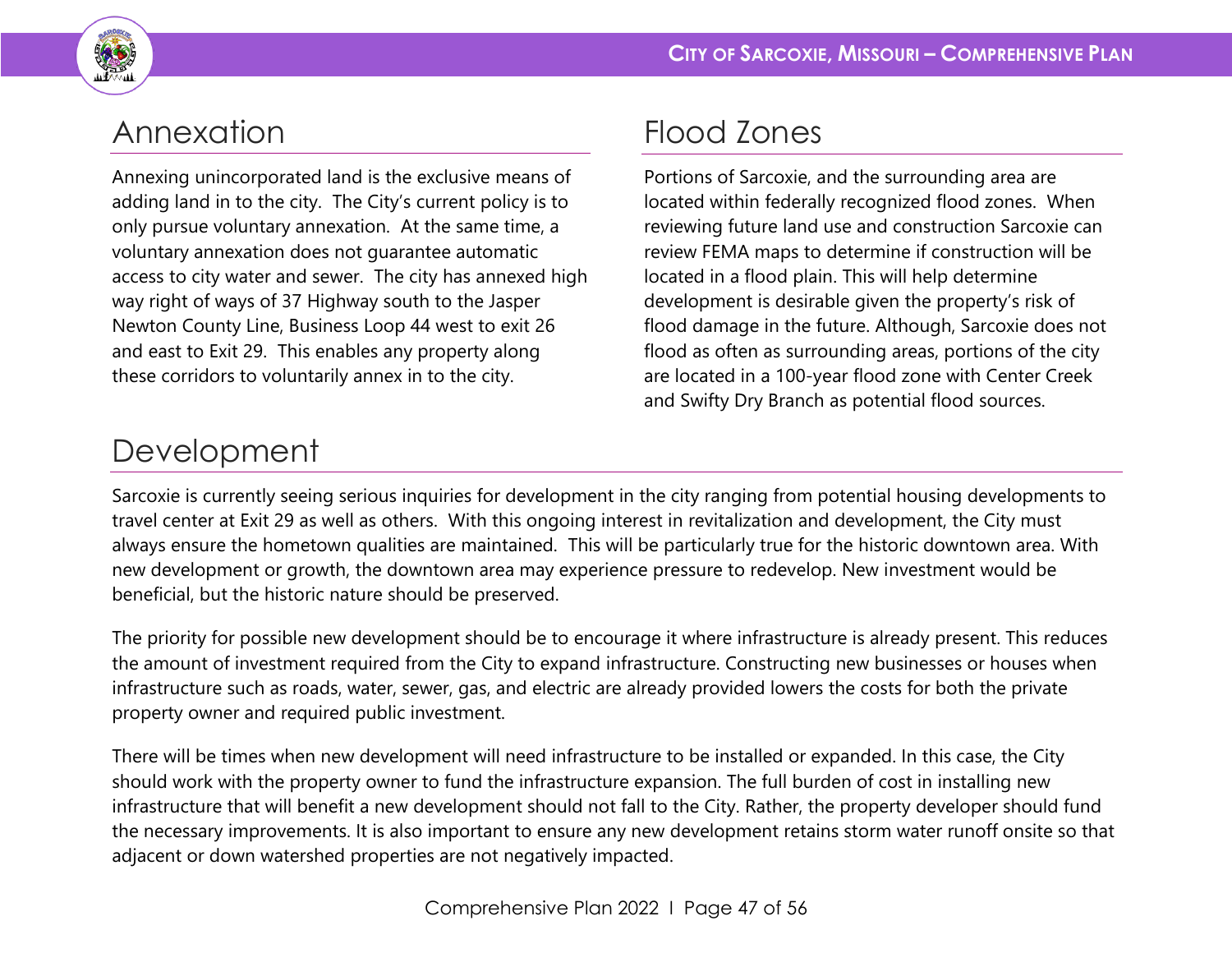## Annexation

Annexing unincorporated land is the exclusive means of adding land in to the city. The City's current policy is to only pursue voluntary annexation. At the same time, a voluntary annexation does not guarantee automatic access to city water and sewer. The city has annexed high way right of ways of 37 Highway south to the Jasper Newton County Line, Business Loop 44 west to exit 26 and east to Exit 29. This enables any property along these corridors to voluntarily annex in to the city.

## Flood Zones

Portions of Sarcoxie, and the surrounding area are located within federally recognized flood zones. When reviewing future land use and construction Sarcoxie can review FEMA maps to determine if construction will be located in a flood plain. This will help determine development is desirable given the property's risk of flood damage in the future. Although, Sarcoxie does not flood as often as surrounding areas, portions of the city are located in a 100-year flood zone with Center Creek and Swifty Dry Branch as potential flood sources.

## Development

Sarcoxie is currently seeing serious inquiries for development in the city ranging from potential housing developments to travel center at Exit 29 as well as others. With this ongoing interest in revitalization and development, the City must always ensure the hometown qualities are maintained. This will be particularly true for the historic downtown area. With new development or growth, the downtown area may experience pressure to redevelop. New investment would be beneficial, but the historic nature should be preserved.

The priority for possible new development should be to encourage it where infrastructure is already present. This reduces the amount of investment required from the City to expand infrastructure. Constructing new businesses or houses when infrastructure such as roads, water, sewer, gas, and electric are already provided lowers the costs for both the private property owner and required public investment.

There will be times when new development will need infrastructure to be installed or expanded. In this case, the City should work with the property owner to fund the infrastructure expansion. The full burden of cost in installing new infrastructure that will benefit a new development should not fall to the City. Rather, the property developer should fund the necessary improvements. It is also important to ensure any new development retains storm water runoff onsite so that adjacent or down watershed properties are not negatively impacted.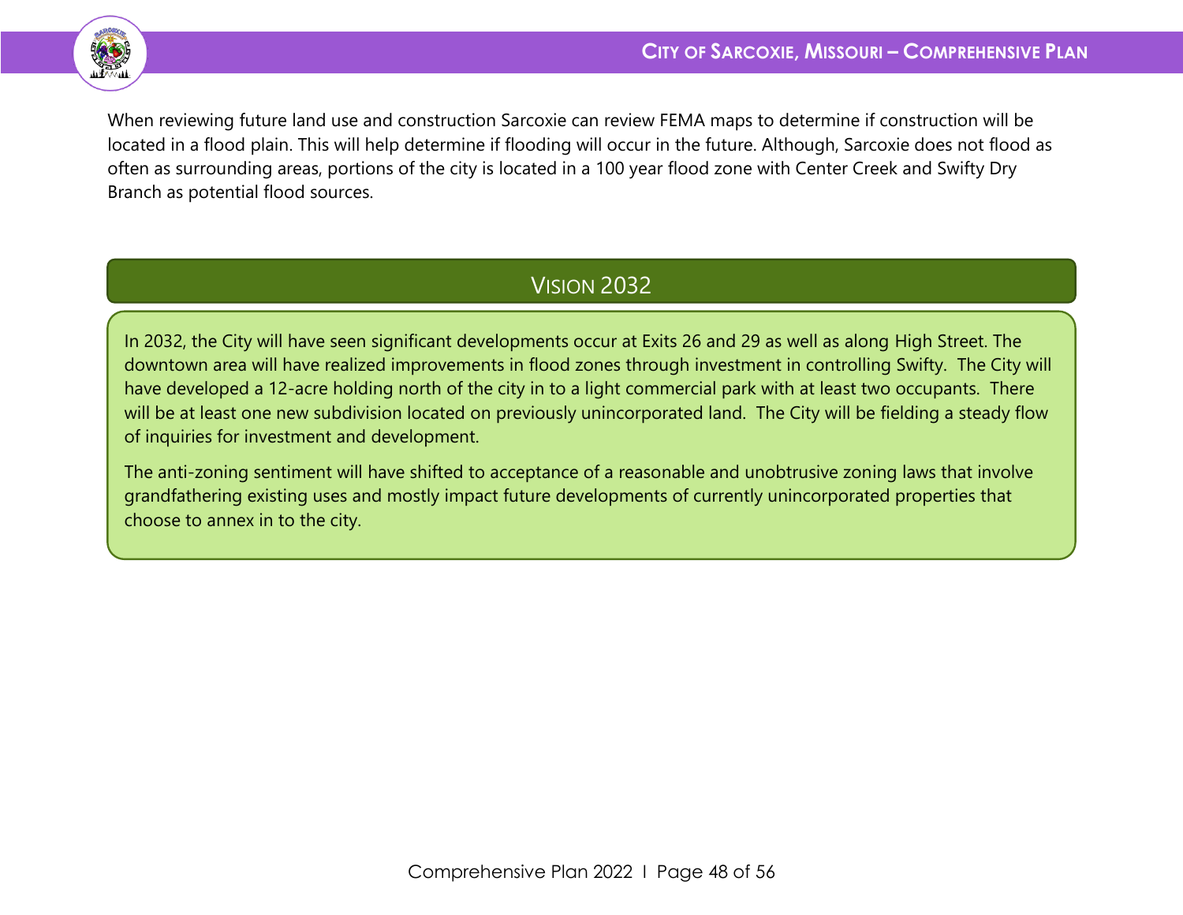When reviewing future land use and construction Sarcoxie can review FEMA maps to determine if construction will be located in a flood plain. This will help determine if flooding will occur in the future. Although, Sarcoxie does not flood as often as surrounding areas, portions of the city is located in a 100 year flood zone with Center Creek and Swifty Dry Branch as potential flood sources.

## Vision 2032

In 2032, the City will have seen significant developments occur at Exits 26 and 29 as well as along High Street. The downtown area will have realized improvements in flood zones through investment in controlling Swifty. The City will have developed a 12-acre holding north of the city in to a light commercial park with at least two occupants. There will be at least one new subdivision located on previously unincorporated land. The City will be fielding a steady flow of inquiries for investment and development.

The anti-zoning sentiment will have shifted to acceptance of a reasonable and unobtrusive zoning laws that involve grandfathering existing uses and mostly impact future developments of currently unincorporated properties that choose to annex in to the city.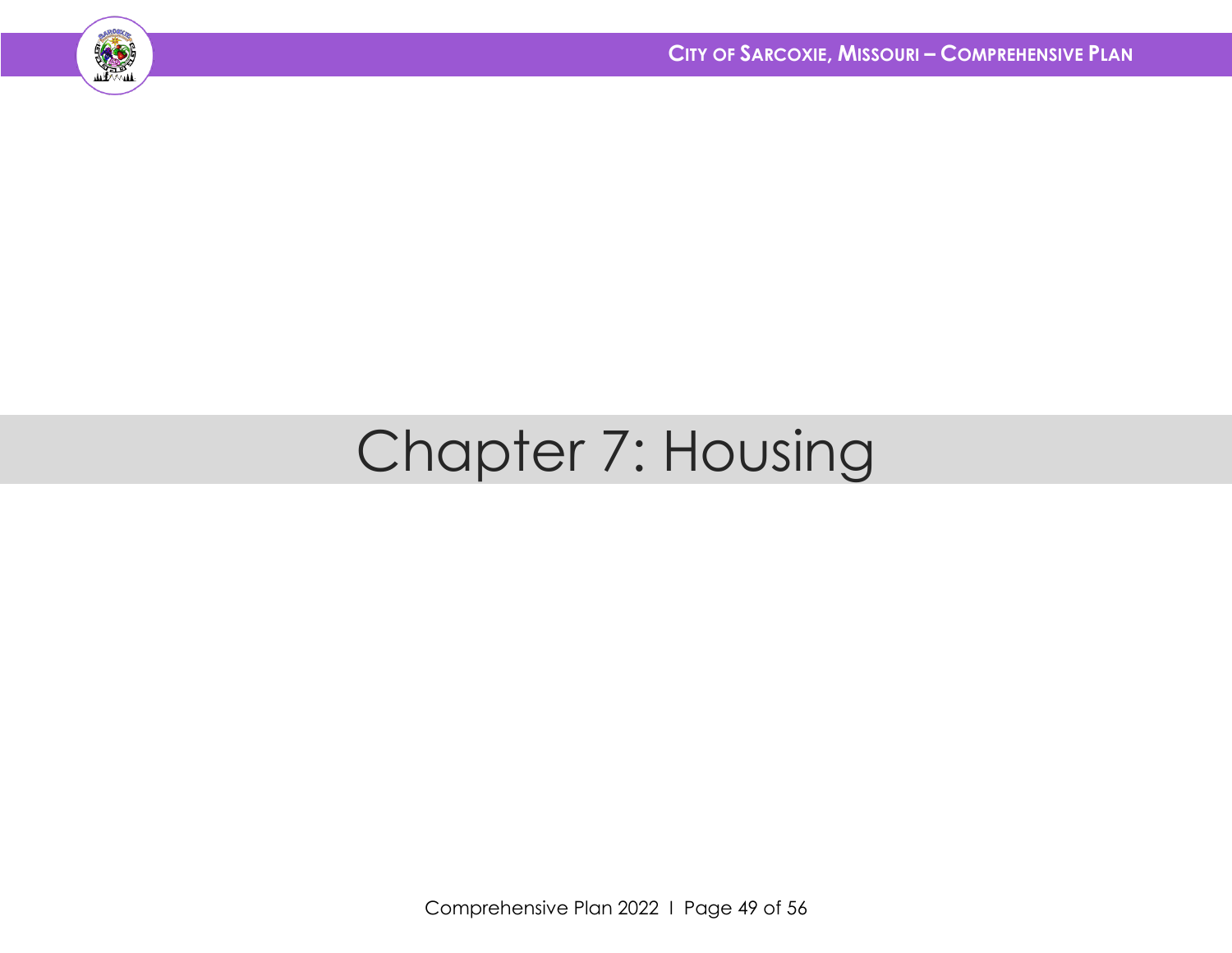# Chapter 7: Housing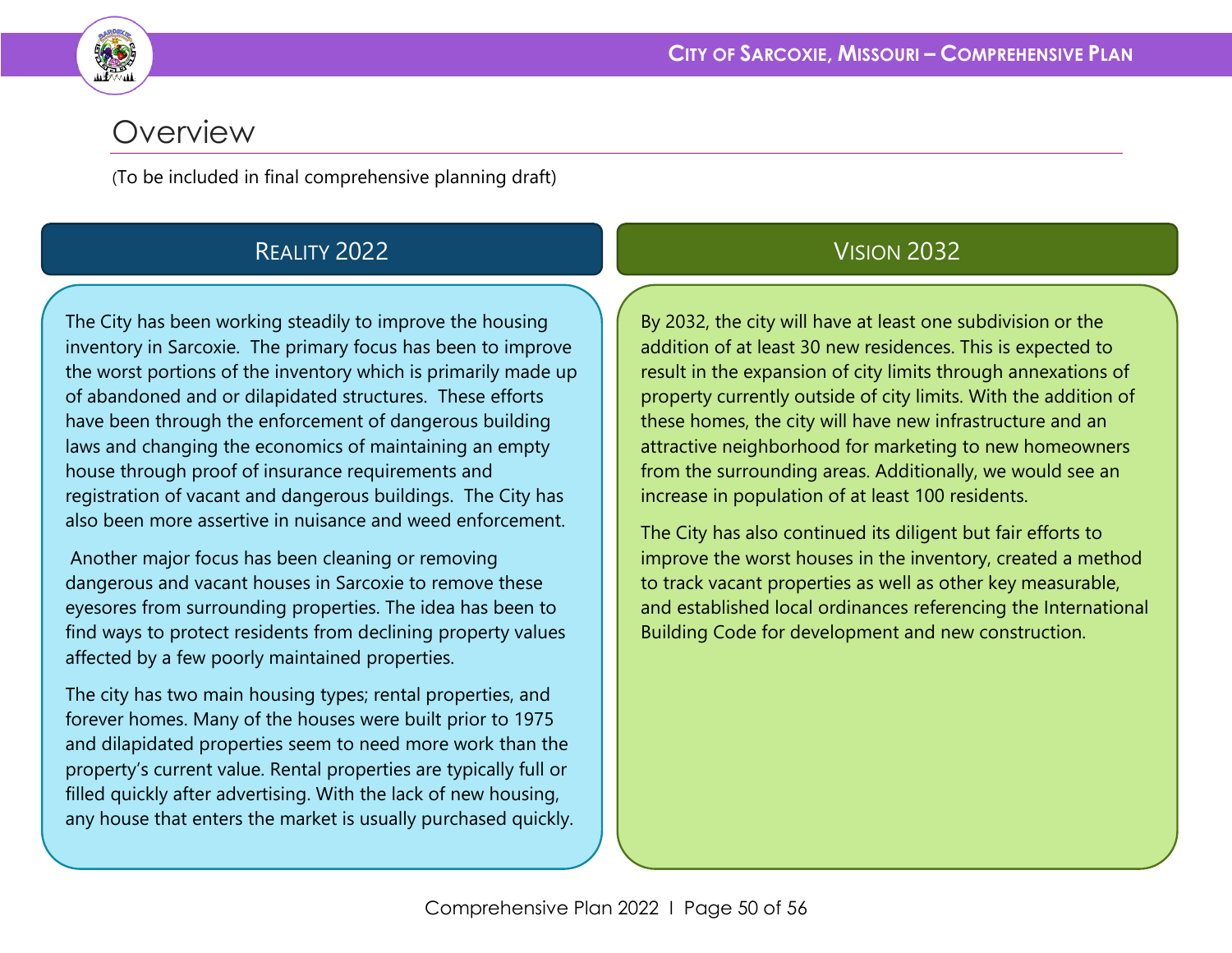# Overview

(To be included in final comprehensive planning draft)

## Reality 2022

The City has been working steadily to improve the housing inventory in Sarcoxie. The primary focus has been to improve the worst portions of the inventory which is primarily made up of abandoned and or dilapidated structures. These efforts have been through the enforcement of dangerous building laws and changing the economics of maintaining an empty house through proof of insurance requirements and registration of vacant and dangerous buildings. The City has also been more assertive in nuisance and weed enforcement.

Another major focus has been cleaning or removing dangerous and vacant houses in Sarcoxie to remove these eyesores from surrounding properties. The idea has been to find ways to protect residents from declining property values affected by a few poorly maintained properties.

The city has two main housing types; rental properties, and forever homes. Many of the houses were built prior to 1975 and dilapidated properties seem to need more work than the property's current value. Rental properties are typically full or filled quickly after advertising. With the lack of new housing, any house that enters the market is usually purchased quickly.

## Vision 2032

By 2032, the city will have at least one subdivision or the addition of at least 30 new residences. This is expected to result in the expansion of city limits through annexations of property currently outside of city limits. With the addition of these homes, the city will have new infrastructure and an attractive neighborhood for marketing to new homeowners from the surrounding areas. Additionally, we would see an increase in population of at least 100 residents.

The City has also continued its diligent but fair efforts to improve the worst houses in the inventory, created a method to track vacant properties as well as other key measurable, and established local ordinances referencing the International Building Code for development and new construction.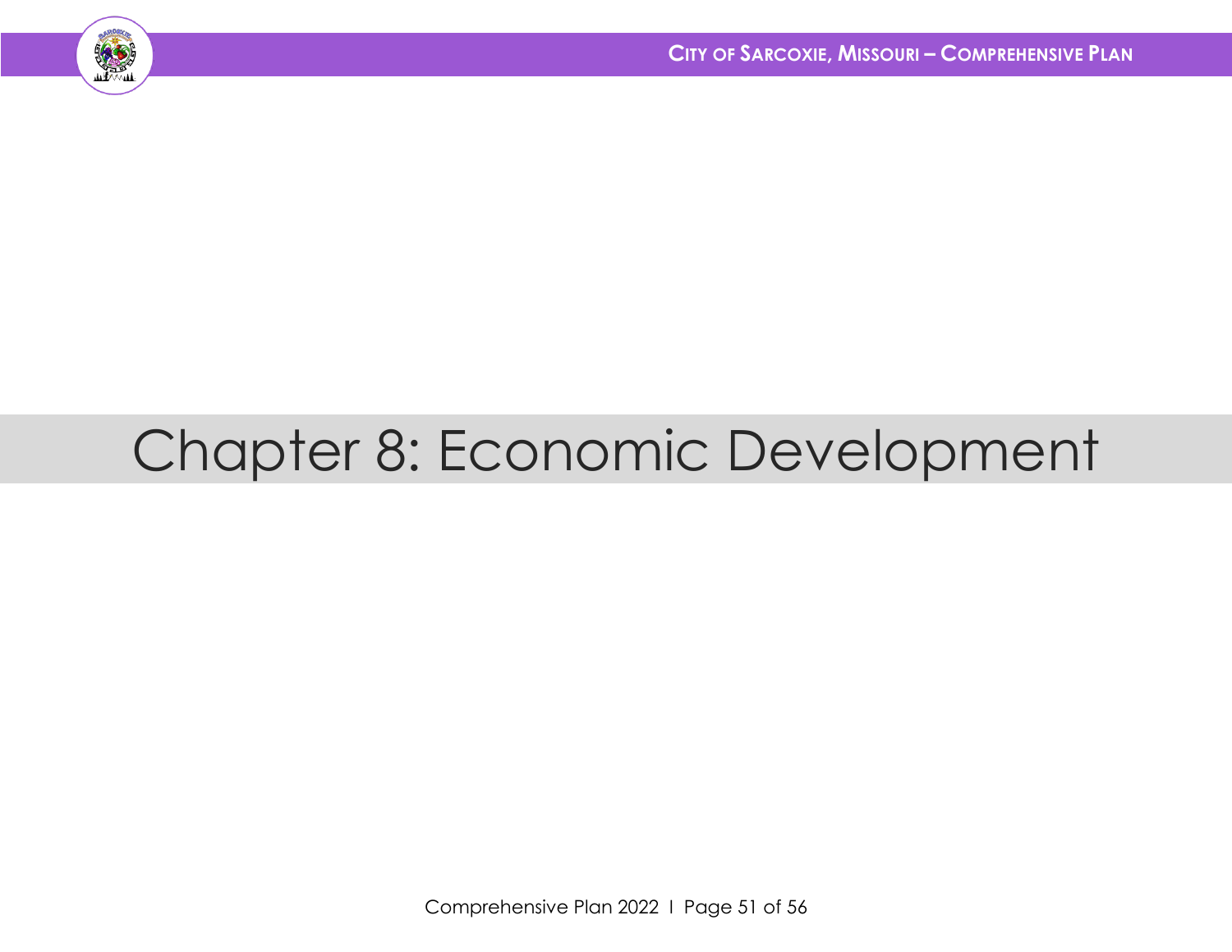# Chapter 8: Economic Development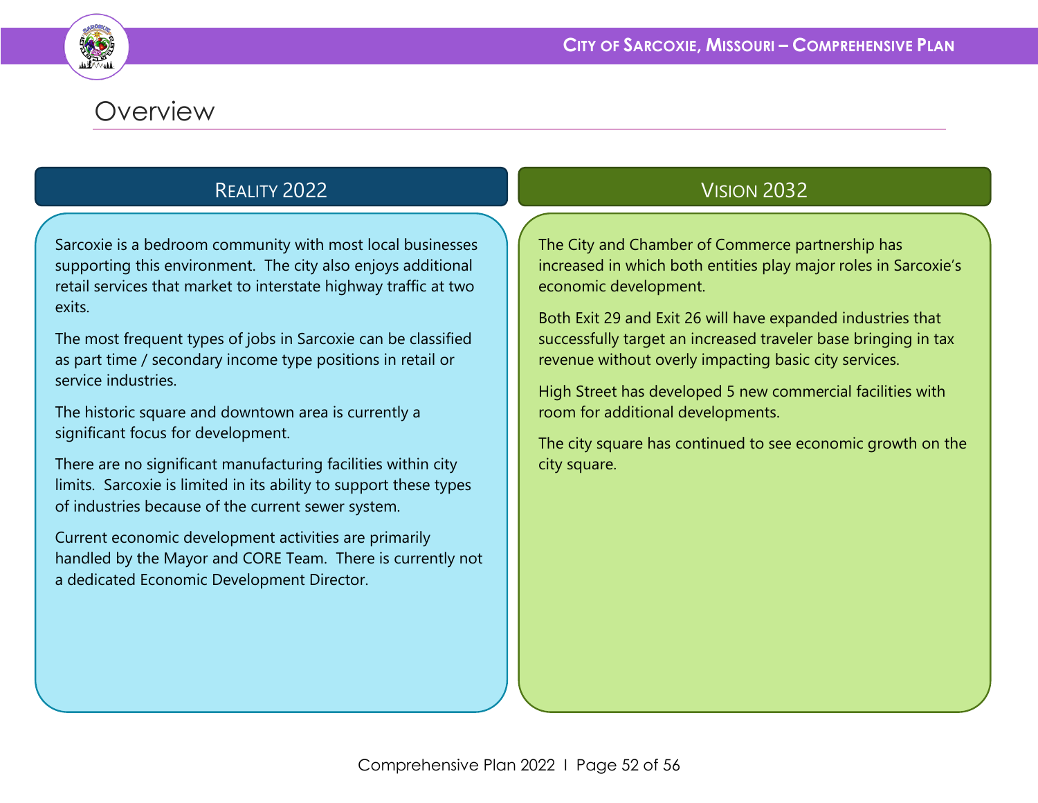# Overview

## Reality 2022

Sarcoxie is a bedroom community with most local businesses supporting this environment. The city also enjoys additional retail services that market to interstate highway traffic at two exits.

The most frequent types of jobs in Sarcoxie can be classified as part time / secondary income type positions in retail or service industries.

The historic square and downtown area is currently a significant focus for development.

There are no significant manufacturing facilities within city limits. Sarcoxie is limited in its ability to support these types of industries because of the current sewer system.

Current economic development activities are primarily handled by the Mayor and CORE Team. There is currently not a dedicated Economic Development Director.

## Vision 2032

The City and Chamber of Commerce partnership has increased in which both entities play major roles in Sarcoxie's economic development.

Both Exit 29 and Exit 26 will have expanded industries that successfully target an increased traveler base bringing in tax revenue without overly impacting basic city services.

High Street has developed 5 new commercial facilities with room for additional developments.

The city square has continued to see economic growth on the city square.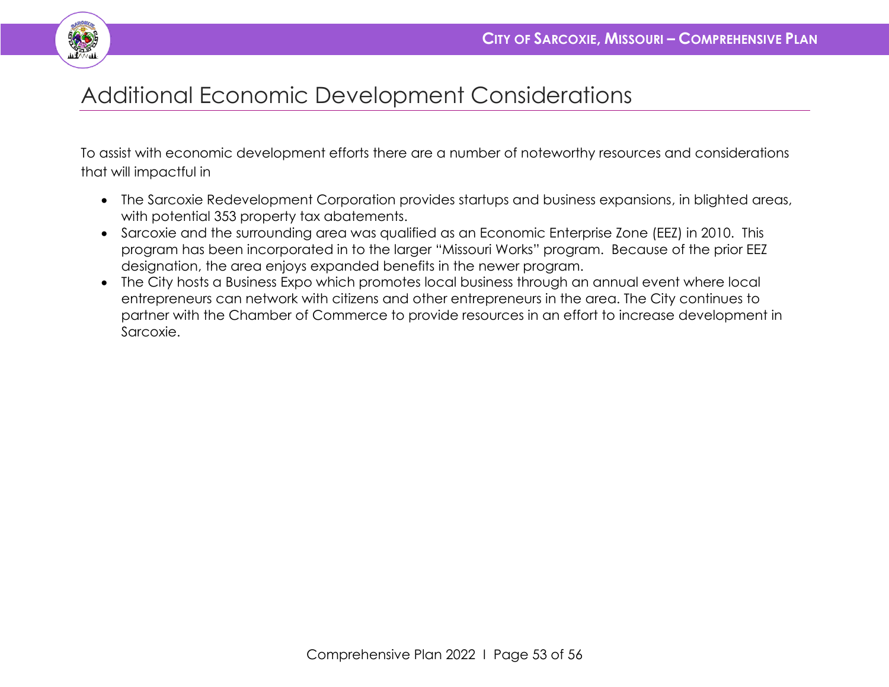# Additional Economic Development Considerations

To assist with economic development efforts there are a number of noteworthy resources and considerations that will impactful in

- The Sarcoxie Redevelopment Corporation provides startups and business expansions, in blighted areas, with potential 353 property tax abatements.
- Sarcoxie and the surrounding area was qualified as an Economic Enterprise Zone (EEZ) in 2010. This program has been incorporated in to the larger "Missouri Works" program. Because of the prior EEZ designation, the area enjoys expanded benefits in the newer program.
- The City hosts a Business Expo which promotes local business through an annual event where local entrepreneurs can network with citizens and other entrepreneurs in the area. The City continues to partner with the Chamber of Commerce to provide resources in an effort to increase development in Sarcoxie.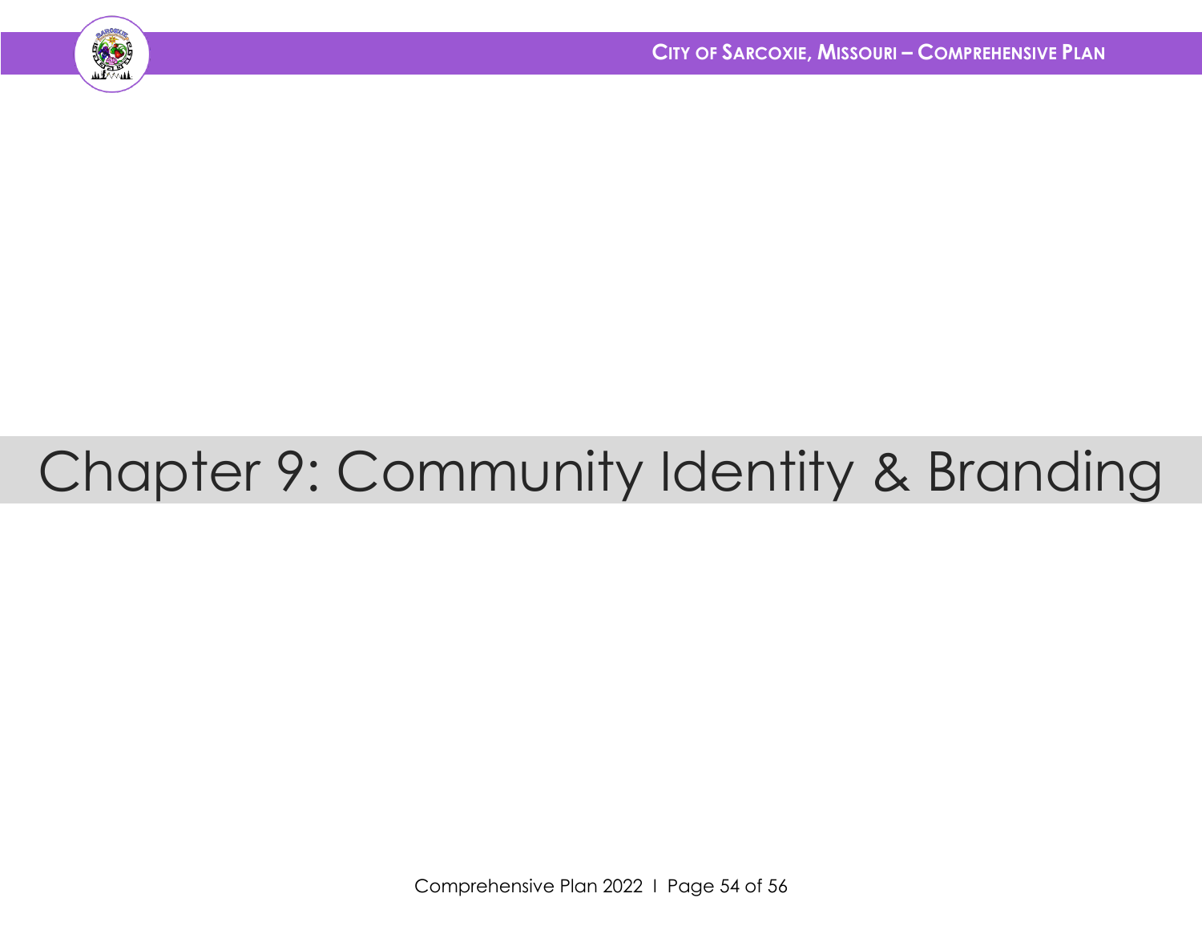# Chapter 9: Community Identity & Branding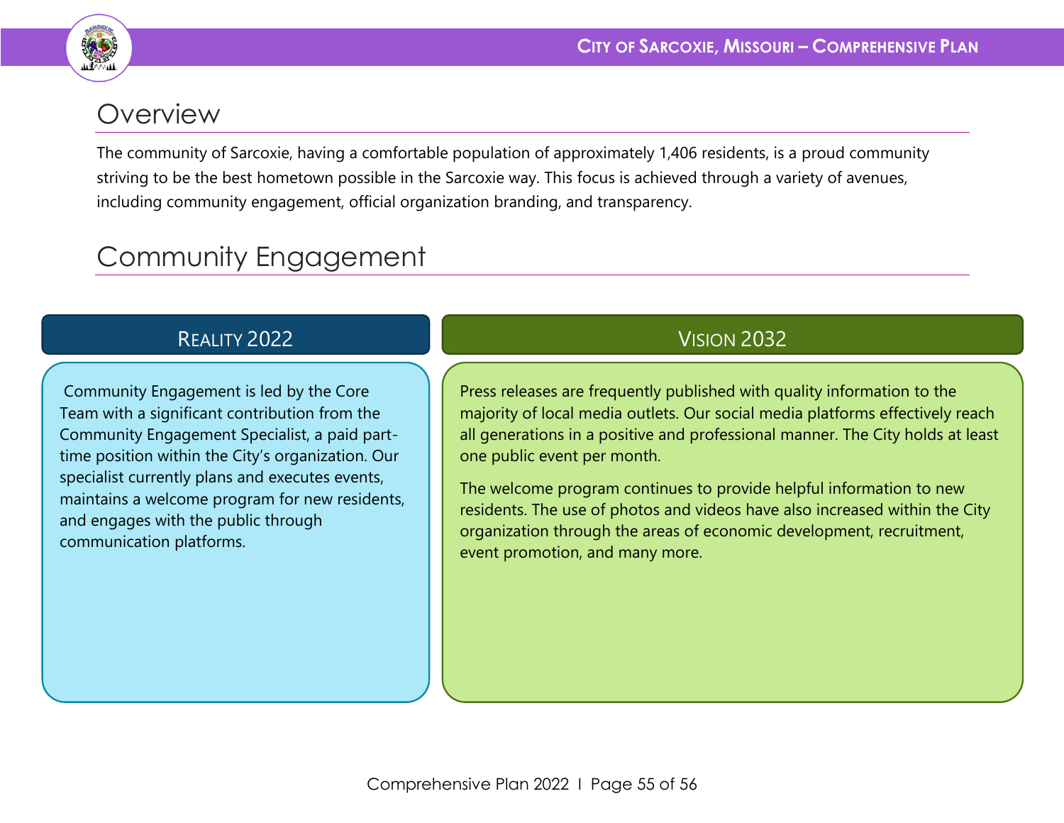## Overview

The community of Sarcoxie, having a comfortable population of approximately 1,406 residents, is a proud community striving to be the best hometown possible in the Sarcoxie way. This focus is achieved through a variety of avenues, including community engagement, official organization branding, and transparency.

## Community Engagement

### Reality 2022

Community Engagement is led by the Core Team with a significant contribution from the Community Engagement Specialist, a paid part-time position within the City's organization. Our specialist currently plans and executes events, maintains a welcome program for new residents, and engages with the public through communication platforms.

### Vision 2032

Press releases are frequently published with quality information to the majority of local media outlets. Our social media platforms effectively reach all generations in a positive and professional manner. The City holds at least one public event per month.

The welcome program continues to provide helpful information to new residents. The use of photos and videos have also increased within the City organization through the areas of economic development, recruitment, event promotion, and many more.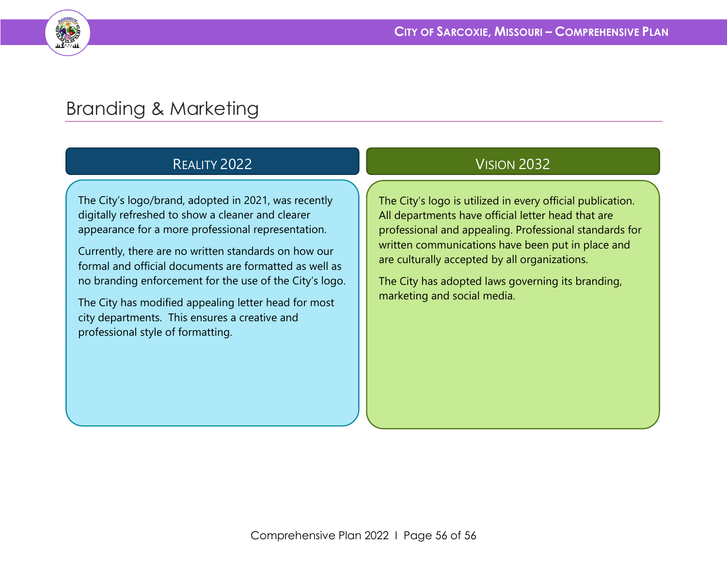## Branding & Marketing

### Reality 2022

The City's logo/brand, adopted in 2021, was recently digitally refreshed to show a cleaner and clearer appearance for a more professional representation.

Currently, there are no written standards on how our formal and official documents are formatted as well as no branding enforcement for the use of the City's logo.

The City has modified appealing letter head for most city departments. This ensures a creative and professional style of formatting.

### Vision 2032

The City's logo is utilized in every official publication. All departments have official letter head that are professional and appealing. Professional standards for written communications have been put in place and are culturally accepted by all organizations.

The City has adopted laws governing its branding, marketing and social media.